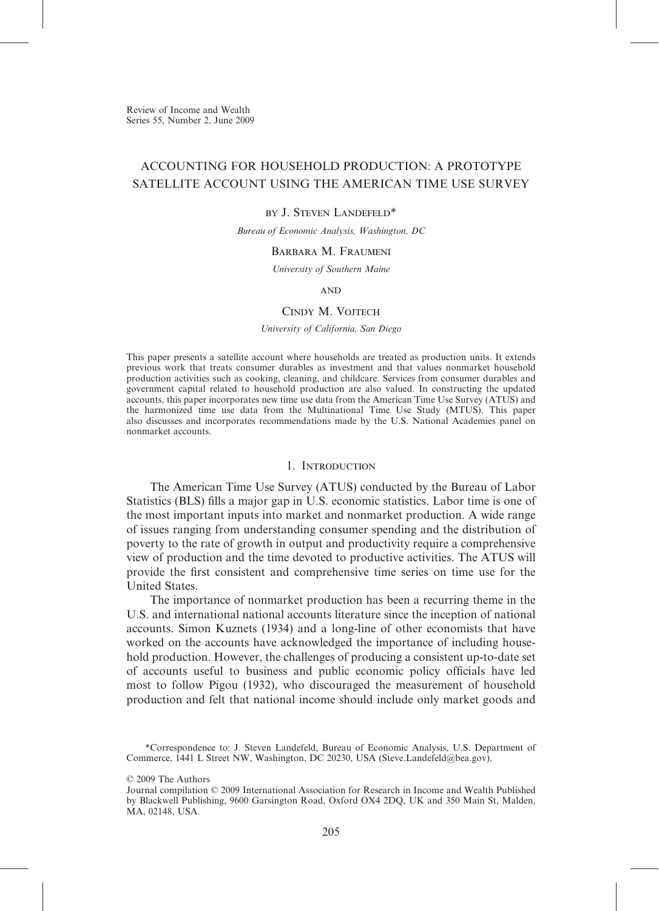# ACCOUNTING FOR HOUSEHOLD PRODUCTION: A PROTOTYPE SATELLITE ACCOUNT USING THE AMERICAN TIME USE SURVEY

BY J. STEVEN LANDEFELD*

*Bureau of Economic Analysis, Washington, DC*

BARBARA M. FRAUMENI

*University of Southern Maine*

AND

CINDY M. VOJTECH

*University of California, San Diego*

This paper presents a satellite account where households are treated as production units. It extends previous work that treats consumer durables as investment and that values nonmarket household production activities such as cooking, cleaning, and childcare. Services from consumer durables and government capital related to household production are also valued. In constructing the updated accounts, this paper incorporates new time use data from the American Time Use Survey (ATUS) and the harmonized time use data from the Multinational Time Use Study (MTUS). This paper also discusses and incorporates recommendations made by the U.S. National Academies panel on nonmarket accounts.

## 1. INTRODUCTION

The American Time Use Survey (ATUS) conducted by the Bureau of Labor Statistics (BLS) fills a major gap in U.S. economic statistics. Labor time is one of the most important inputs into market and nonmarket production. A wide range of issues ranging from understanding consumer spending and the distribution of poverty to the rate of growth in output and productivity require a comprehensive view of production and the time devoted to productive activities. The ATUS will provide the first consistent and comprehensive time series on time use for the United States.

The importance of nonmarket production has been a recurring theme in the U.S. and international national accounts literature since the inception of national accounts. Simon Kuznets (1934) and a long-line of other economists that have worked on the accounts have acknowledged the importance of including household production. However, the challenges of producing a consistent up-to-date set of accounts useful to business and public economic policy officials have led most to follow Pigou (1932), who discouraged the measurement of household production and felt that national income should include only market goods and

*Correspondence to: J. Steven Landefeld, Bureau of Economic Analysis, U.S. Department of Commerce, 1441 L Street NW, Washington, DC 20230, USA (Steve.Landefeld@bea.gov).

© 2009 The Authors

Journal compilation © 2009 International Association for Research in Income and Wealth Published by Blackwell Publishing, 9600 Garsington Road, Oxford OX4 2DQ, UK and 350 Main St, Malden, MA, 02148, USA.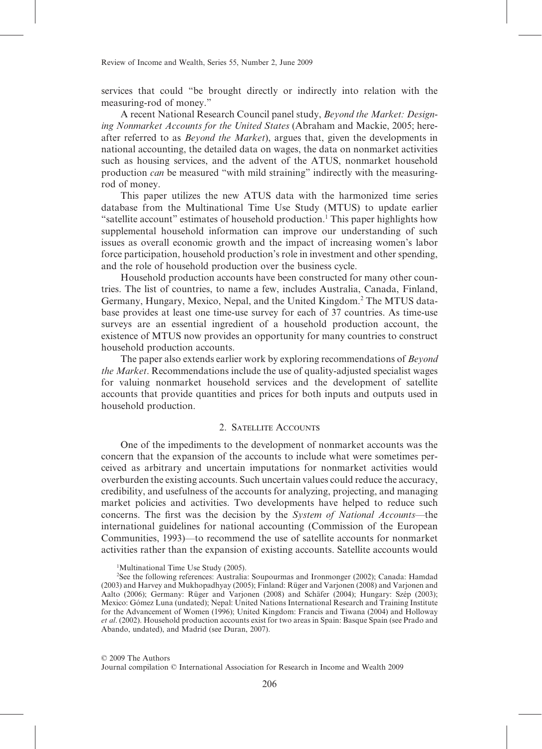services that could "be brought directly or indirectly into relation with the measuring-rod of money."

A recent National Research Council panel study, *Beyond the Market: Designing Nonmarket Accounts for the United States* (Abraham and Mackie, 2005; hereafter referred to as *Beyond the Market*), argues that, given the developments in national accounting, the detailed data on wages, the data on nonmarket activities such as housing services, and the advent of the ATUS, nonmarket household production *can* be measured "with mild straining" indirectly with the measuring-rod of money.

This paper utilizes the new ATUS data with the harmonized time series database from the Multinational Time Use Study (MTUS) to update earlier "satellite account" estimates of household production.[1] This paper highlights how supplemental household information can improve our understanding of such issues as overall economic growth and the impact of increasing women's labor force participation, household production's role in investment and other spending, and the role of household production over the business cycle.

Household production accounts have been constructed for many other countries. The list of countries, to name a few, includes Australia, Canada, Finland, Germany, Hungary, Mexico, Nepal, and the United Kingdom.[2] The MTUS database provides at least one time-use survey for each of 37 countries. As time-use surveys are an essential ingredient of a household production account, the existence of MTUS now provides an opportunity for many countries to construct household production accounts.

The paper also extends earlier work by exploring recommendations of *Beyond the Market*. Recommendations include the use of quality-adjusted specialist wages for valuing nonmarket household services and the development of satellite accounts that provide quantities and prices for both inputs and outputs used in household production.

## 2. Satellite Accounts

One of the impediments to the development of nonmarket accounts was the concern that the expansion of the accounts to include what were sometimes perceived as arbitrary and uncertain imputations for nonmarket activities would overburden the existing accounts. Such uncertain values could reduce the accuracy, credibility, and usefulness of the accounts for analyzing, projecting, and managing market policies and activities. Two developments have helped to reduce such concerns. The first was the decision by the *System of National Accounts*—the international guidelines for national accounting (Commission of the European Communities, 1993)—to recommend the use of satellite accounts for nonmarket activities rather than the expansion of existing accounts. Satellite accounts would

[1] Multinational Time Use Study (2005).

[2] See the following references: Australia: Soupourmas and Ironmonger (2002); Canada: Hamdad (2003) and Harvey and Mukhopadhyay (2005); Finland: Rüger and Varjonen (2008) and Varjonen and Aalto (2006); Germany: Rüger and Varjonen (2008) and Schäfer (2004); Hungary: Szép (2003); Mexico: Gómez Luna (undated); Nepal: United Nations International Research and Training Institute for the Advancement of Women (1996); United Kingdom: Francis and Tiwana (2004) and Holloway *et al*. (2002). Household production accounts exist for two areas in Spain: Basque Spain (see Prado and Abando, undated), and Madrid (see Duran, 2007).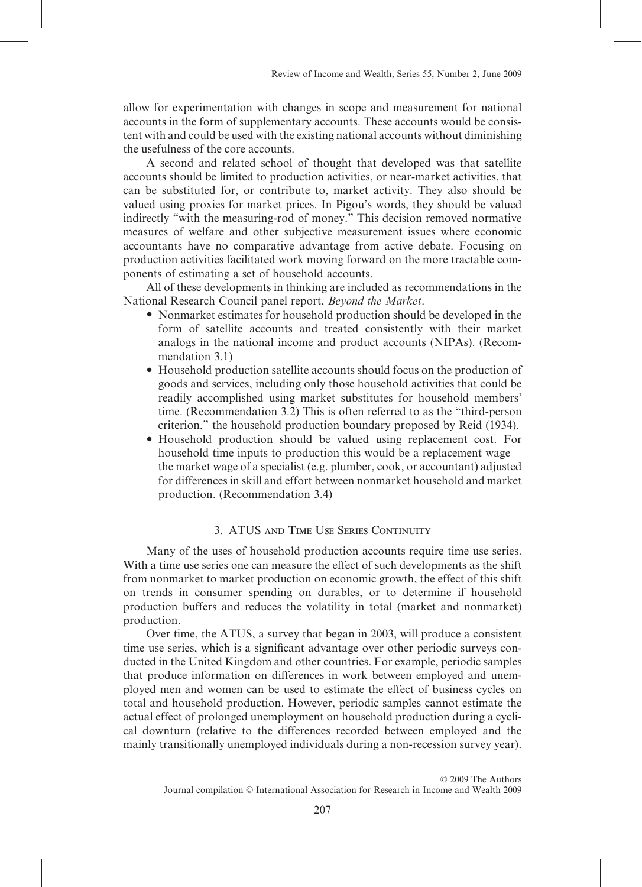allow for experimentation with changes in scope and measurement for national accounts in the form of supplementary accounts. These accounts would be consistent with and could be used with the existing national accounts without diminishing the usefulness of the core accounts.

A second and related school of thought that developed was that satellite accounts should be limited to production activities, or near-market activities, that can be substituted for, or contribute to, market activity. They also should be valued using proxies for market prices. In Pigou's words, they should be valued indirectly "with the measuring-rod of money." This decision removed normative measures of welfare and other subjective measurement issues where economic accountants have no comparative advantage from active debate. Focusing on production activities facilitated work moving forward on the more tractable components of estimating a set of household accounts.

All of these developments in thinking are included as recommendations in the National Research Council panel report, *Beyond the Market*.

- Nonmarket estimates for household production should be developed in the form of satellite accounts and treated consistently with their market analogs in the national income and product accounts (NIPAs). (Recommendation 3.1)
- Household production satellite accounts should focus on the production of goods and services, including only those household activities that could be readily accomplished using market substitutes for household members' time. (Recommendation 3.2) This is often referred to as the "third-person criterion," the household production boundary proposed by Reid (1934).
- Household production should be valued using replacement cost. For household time inputs to production this would be a replacement wage—the market wage of a specialist (e.g. plumber, cook, or accountant) adjusted for differences in skill and effort between nonmarket household and market production. (Recommendation 3.4)

## 3. ATUS and Time Use Series Continuity

Many of the uses of household production accounts require time use series. With a time use series one can measure the effect of such developments as the shift from nonmarket to market production on economic growth, the effect of this shift on trends in consumer spending on durables, or to determine if household production buffers and reduces the volatility in total (market and nonmarket) production.

Over time, the ATUS, a survey that began in 2003, will produce a consistent time use series, which is a significant advantage over other periodic surveys conducted in the United Kingdom and other countries. For example, periodic samples that produce information on differences in work between employed and unemployed men and women can be used to estimate the effect of business cycles on total and household production. However, periodic samples cannot estimate the actual effect of prolonged unemployment on household production during a cyclical downturn (relative to the differences recorded between employed and the mainly transitionally unemployed individuals during a non-recession survey year).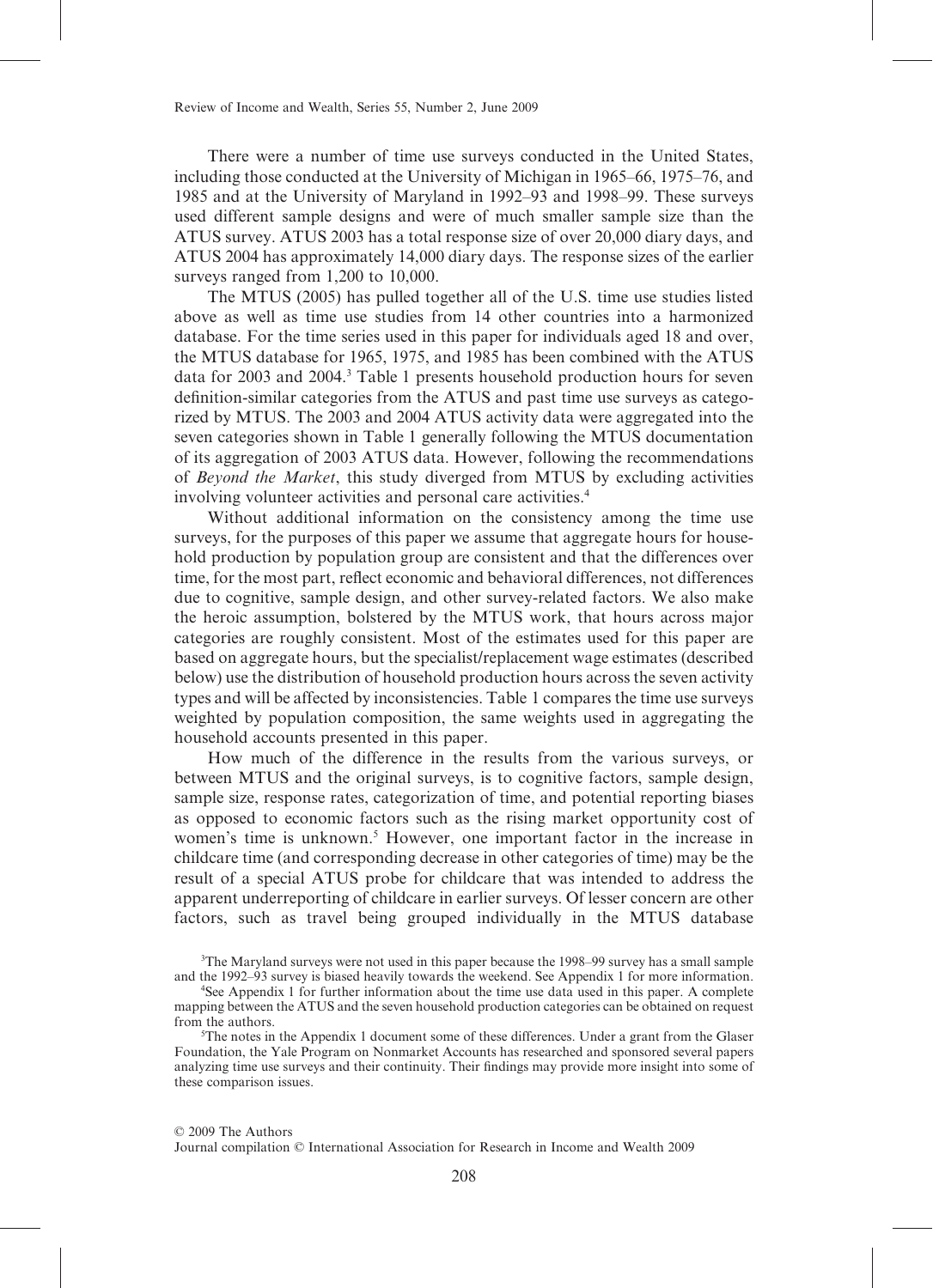There were a number of time use surveys conducted in the United States, including those conducted at the University of Michigan in 1965–66, 1975–76, and 1985 and at the University of Maryland in 1992–93 and 1998–99. These surveys used different sample designs and were of much smaller sample size than the ATUS survey. ATUS 2003 has a total response size of over 20,000 diary days, and ATUS 2004 has approximately 14,000 diary days. The response sizes of the earlier surveys ranged from 1,200 to 10,000.

The MTUS (2005) has pulled together all of the U.S. time use studies listed above as well as time use studies from 14 other countries into a harmonized database. For the time series used in this paper for individuals aged 18 and over, the MTUS database for 1965, 1975, and 1985 has been combined with the ATUS data for 2003 and 2004.[3] Table 1 presents household production hours for seven definition-similar categories from the ATUS and past time use surveys as categorized by MTUS. The 2003 and 2004 ATUS activity data were aggregated into the seven categories shown in Table 1 generally following the MTUS documentation of its aggregation of 2003 ATUS data. However, following the recommendations of *Beyond the Market*, this study diverged from MTUS by excluding activities involving volunteer activities and personal care activities.[4]

Without additional information on the consistency among the time use surveys, for the purposes of this paper we assume that aggregate hours for household production by population group are consistent and that the differences over time, for the most part, reflect economic and behavioral differences, not differences due to cognitive, sample design, and other survey-related factors. We also make the heroic assumption, bolstered by the MTUS work, that hours across major categories are roughly consistent. Most of the estimates used for this paper are based on aggregate hours, but the specialist/replacement wage estimates (described below) use the distribution of household production hours across the seven activity types and will be affected by inconsistencies. Table 1 compares the time use surveys weighted by population composition, the same weights used in aggregating the household accounts presented in this paper.

How much of the difference in the results from the various surveys, or between MTUS and the original surveys, is to cognitive factors, sample design, sample size, response rates, categorization of time, and potential reporting biases as opposed to economic factors such as the rising market opportunity cost of women's time is unknown.[5] However, one important factor in the increase in childcare time (and corresponding decrease in other categories of time) may be the result of a special ATUS probe for childcare that was intended to address the apparent underreporting of childcare in earlier surveys. Of lesser concern are other factors, such as travel being grouped individually in the MTUS database

[3]The Maryland surveys were not used in this paper because the 1998–99 survey has a small sample and the 1992–93 survey is biased heavily towards the weekend. See Appendix 1 for more information.

[4]See Appendix 1 for further information about the time use data used in this paper. A complete mapping between the ATUS and the seven household production categories can be obtained on request from the authors.

[5]The notes in the Appendix 1 document some of these differences. Under a grant from the Glaser Foundation, the Yale Program on Nonmarket Accounts has researched and sponsored several papers analyzing time use surveys and their continuity. Their findings may provide more insight into some of these comparison issues.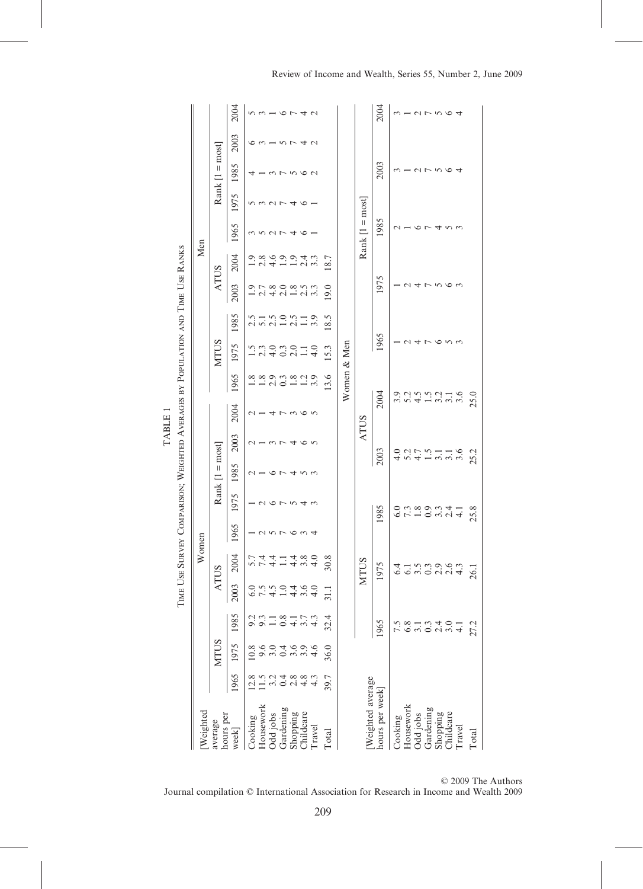TABLE 1

Time Use Survey Comparison; Weighted Averages by Population and Time Use Ranks

| [Weighted average hours per week] | Women | | | | | | | | | | Men | | | | | | | | | |
|---|---|---|---|---|---|---|---|---|---|---|---|---|---|---|---|---|---|---|---|---|
| | MTUS | | | ATUS | | Rank [1 = most] | | | | | MTUS | | | ATUS | | Rank [1 = most] | | | | |
| | 1965 | 1975 | 1985 | 2003 | 2004 | 1965 | 1975 | 1985 | 2003 | 2004 | 1965 | 1975 | 1985 | 2003 | 2004 | 1965 | 1975 | 1985 | 2003 | 2004 |
| Cooking | 12.8 | 10.8 | 9.2 | 6.0 | 5.7 | 1 | 1 | 2 | 2 | 2 | 1.8 | 1.5 | 2.5 | 1.9 | 1.9 | 3 | 5 | 4 | 6 | 5 |
| Housework | 11.5 | 9.6 | 9.3 | 7.5 | 7.4 | 2 | 2 | 1 | 1 | 1 | 1.8 | 2.3 | 5.1 | 2.7 | 2.8 | 5 | 3 | 1 | 3 | 3 |
| Odd jobs | 3.2 | 3.0 | 1.1 | 4.5 | 4.4 | 5 | 6 | 6 | 3 | 4 | 2.9 | 4.0 | 2.5 | 4.8 | 4.6 | 2 | 2 | 3 | 1 | 1 |
| Gardening | 0.4 | 0.4 | 0.8 | 1.0 | 1.1 | 7 | 7 | 7 | 7 | 7 | 0.3 | 0.3 | 1.0 | 2.0 | 1.9 | 7 | 7 | 7 | 5 | 6 |
| Shopping | 2.8 | 3.6 | 4.1 | 4.4 | 4.4 | 6 | 5 | 4 | 4 | 3 | 1.8 | 2.0 | 2.5 | 1.8 | 1.9 | 4 | 4 | 5 | 7 | 7 |
| Childcare | 4.8 | 3.9 | 3.7 | 3.6 | 3.8 | 3 | 4 | 5 | 6 | 6 | 1.2 | 1.1 | 1.1 | 2.5 | 2.4 | 6 | 6 | 6 | 4 | 4 |
| Travel | 4.3 | 4.6 | 4.3 | 4.0 | 4.0 | 4 | 3 | 3 | 5 | 5 | 3.9 | 4.0 | 3.9 | 3.3 | 3.3 | 1 | 1 | 2 | 2 | 2 |
| Total | 39.7 | 36.0 | 32.4 | 31.1 | 30.8 | | | | | | 13.6 | 15.3 | 18.5 | 19.0 | 18.7 | | | | | |

| [Weighted average hours per week] | Women & Men | | | | | | | | | |
|---|---|---|---|---|---|---|---|---|---|---|
| | MTUS | | | ATUS | | Rank [1 = most] | | | | |
| | 1965 | 1975 | 1985 | 2003 | 2004 | 1965 | 1975 | 1985 | 2003 | 2004 |
| Cooking | 7.5 | 6.4 | 6.0 | 4.0 | 3.9 | 1 | 1 | 2 | 3 | 3 |
| Housework | 6.8 | 6.1 | 7.3 | 5.2 | 5.2 | 2 | 2 | 1 | 1 | 1 |
| Odd jobs | 3.1 | 3.5 | 1.8 | 4.7 | 4.5 | 4 | 4 | 6 | 2 | 2 |
| Gardening | 0.3 | 0.3 | 0.9 | 1.5 | 1.5 | 7 | 7 | 7 | 7 | 7 |
| Shopping | 2.4 | 2.9 | 3.3 | 3.1 | 3.2 | 6 | 5 | 4 | 5 | 5 |
| Childcare | 3.0 | 2.6 | 2.4 | 3.1 | 3.1 | 5 | 6 | 5 | 6 | 6 |
| Travel | 4.1 | 4.3 | 4.1 | 3.6 | 3.6 | 3 | 3 | 3 | 4 | 4 |
| Total | 27.2 | 26.1 | 25.8 | 25.2 | 25.0 | | | | | |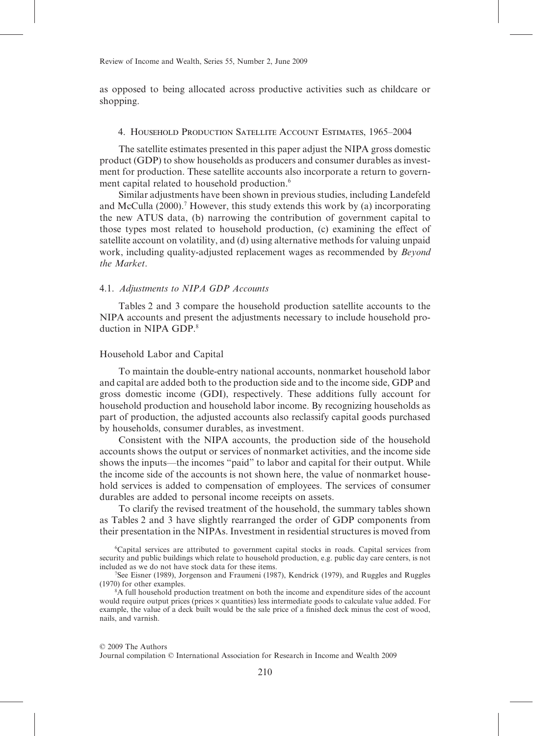as opposed to being allocated across productive activities such as childcare or shopping.

## 4. Household Production Satellite Account Estimates, 1965–2004

The satellite estimates presented in this paper adjust the NIPA gross domestic product (GDP) to show households as producers and consumer durables as investment for production. These satellite accounts also incorporate a return to government capital related to household production.[6]

Similar adjustments have been shown in previous studies, including Landefeld and McCulla (2000).[7] However, this study extends this work by (a) incorporating the new ATUS data, (b) narrowing the contribution of government capital to those types most related to household production, (c) examining the effect of satellite account on volatility, and (d) using alternative methods for valuing unpaid work, including quality-adjusted replacement wages as recommended by *Beyond the Market*.

### 4.1. *Adjustments to NIPA GDP Accounts*

Tables 2 and 3 compare the household production satellite accounts to the NIPA accounts and present the adjustments necessary to include household production in NIPA GDP.[8]

#### Household Labor and Capital

To maintain the double-entry national accounts, nonmarket household labor and capital are added both to the production side and to the income side, GDP and gross domestic income (GDI), respectively. These additions fully account for household production and household labor income. By recognizing households as part of production, the adjusted accounts also reclassify capital goods purchased by households, consumer durables, as investment.

Consistent with the NIPA accounts, the production side of the household accounts shows the output or services of nonmarket activities, and the income side shows the inputs—the incomes "paid" to labor and capital for their output. While the income side of the accounts is not shown here, the value of nonmarket household services is added to compensation of employees. The services of consumer durables are added to personal income receipts on assets.

To clarify the revised treatment of the household, the summary tables shown as Tables 2 and 3 have slightly rearranged the order of GDP components from their presentation in the NIPAs. Investment in residential structures is moved from

[6]Capital services are attributed to government capital stocks in roads. Capital services from security and public buildings which relate to household production, e.g. public day care centers, is not included as we do not have stock data for these items.

[7]See Eisner (1989), Jorgenson and Fraumeni (1987), Kendrick (1979), and Ruggles and Ruggles (1970) for other examples.

[8]A full household production treatment on both the income and expenditure sides of the account would require output prices (prices × quantities) less intermediate goods to calculate value added. For example, the value of a deck built would be the sale price of a finished deck minus the cost of wood, nails, and varnish.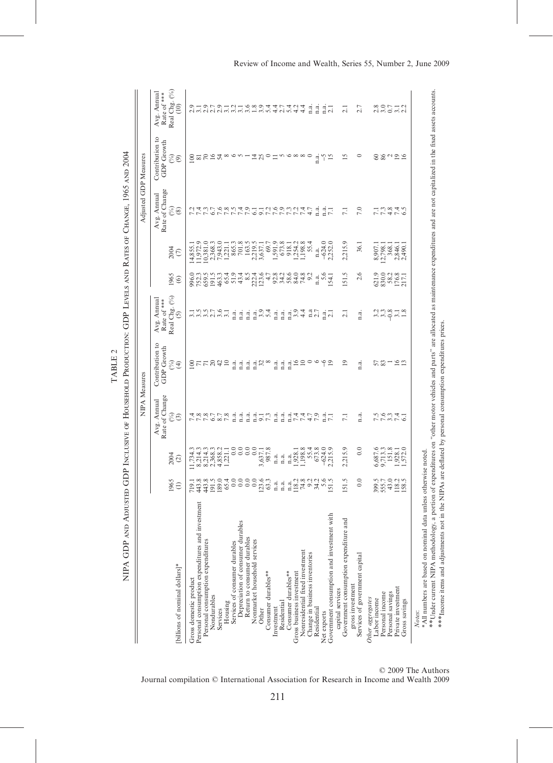TABLE 2

NIPA GDP and Adjusted GDP Inclusive of Household Production: GDP Levels and Rates of Change, 1965 and 2004

| [billions of nominal dollars]* | NIPA Measures | | | | | Adjusted GDP Measures | | | | |
|---|---|---|---|---|---|---|---|---|---|---|
| | 1965 (1) | 2004 (2) | Avg. Annual Rate of Change (%) (3) | Contribution to GDP Growth (%) (4) | Avg. Annual Rate of *** Real Chg. (%) (5) | 1965 (6) | 2004 (7) | Avg. Annual Rate of Change (%) (8) | Contribution to GDP Growth (%) (9) | Avg. Annual Rate of *** Real Chg. (%) (10) |
| Gross domestic product | 719.1 | 11,734.3 | 7.4 | 100 | 3.1 | 996.0 | 14,855.1 | 7.2 | 100 | 2.9 |
| Personal consumption expenditures and investment | 443.8 | 8,214.3 | 7.8 | 71 | 3.5 | 752.3 | 11,972.9 | 7.4 | 81 | 3.1 |
| Personal consumption expenditures | 443.8 | 8,214.3 | 7.8 | 71 | 3.5 | 659.5 | 10,381.0 | 7.3 | 70 | 2.9 |
| Nondurables | 191.5 | 2,368.3 | 6.7 | 20 | 2.7 | 191.5 | 2,368.3 | 6.7 | 16 | 2.7 |
| Services | 189.0 | 4,858.2 | 8.7 | 42 | 3.6 | 463.3 | 7,943.0 | 7.6 | 54 | 2.9 |
| Housing | 65.4 | 1,221.1 | 7.8 | 10 | 3.1 | 65.4 | 1,221.1 | 7.8 | 8 | 3.1 |
| Services of consumer durables | 0.0 | 0.0 | n.a. | n.a. | n.a. | 51.9 | 865.3 | 7.5 | 6 | 3.2 |
| Depreciation of consumer durables | 0.0 | 0.0 | n.a. | n.a. | n.a. | 43.4 | 701.8 | 7.4 | 5 | 3.1 |
| Return to consumer durables | 0.0 | 0.0 | n.a. | n.a. | n.a. | 8.5 | 163.5 | 7.9 | 1 | 3.6 |
| Nonmarket household services | 0.0 | 0.0 | n.a. | n.a. | n.a. | 222.4 | 2,219.5 | 6.1 | 14 | 1.8 |
| Other | 123.6 | 3,637.1 | 9.1 | 32 | 3.9 | 123.6 | 3,637.1 | 9.1 | 25 | 3.9 |
| Consumer durables** | 63.3 | 987.8 | 7.3 | 8 | 5.4 | 4.7 | 69.7 | 7.2 | 0 | 5.4 |
| Investment | n.a. | n.a. | n.a. | n.a. | n.a. | 92.8 | 1,591.9 | 7.6 | 11 | 4.4 |
| Residential | n.a. | n.a. | n.a. | n.a. | n.a. | 34.2 | 673.8 | 7.9 | 5 | 2.7 |
| Consumer durables** | n.a. | n.a. | n.a. | n.a. | n.a. | 58.6 | 918.1 | 7.3 | 6 | 5.4 |
| Gross business investment | 118.2 | 1,928.1 | 7.4 | 16 | 3.9 | 84.0 | 1,254.2 | 7.2 | 8 | 4.2 |
| Nonresidential fixed investment | 74.8 | 1,198.8 | 7.4 | 10 | 4.4 | 74.8 | 1,198.8 | 7.4 | 8 | 4.4 |
| Change in business inventories | 9.2 | 55.4 | 4.7 | 0 | n.a | 9.2 | 55.4 | 4.7 | 0 | n.a. |
| Residential | 34.2 | 673.8 | 7.9 | 6 | 2.7 | n.a. | n.a. | n.a. | n.a. | n.a. |
| Net exports | 5.6 | −624.0 | n.a. | −6 | n.a. | 5.6 | −624.0 | n.a. | −5 | n.a. |
| Government consumption and investment with capital services | 151.5 | 2,215.9 | 7.1 | 19 | 2.1 | 154.1 | 2,252.0 | 7.1 | 15 | 2.1 |
| Government consumption expenditure and gross investment | 151.5 | 2,215.9 | 7.1 | 19 | 2.1 | 151.5 | 2,215.9 | 7.1 | 15 | 2.1 |
| Services of government capital | 0.0 | 0.0 | n.a. | n.a. | n.a. | 2.6 | 36.1 | 7.0 | 0 | 2.7 |
| *Other aggregates* | | | | | | | | | | |
| Labor income | 399.5 | 6,687.6 | 7.5 | 57 | 3.2 | 621.9 | 8,907.1 | 7.1 | 60 | 2.8 |
| Personal income | 555.7 | 9,713.3 | 7.6 | 83 | 3.3 | 830.0 | 12,798.1 | 7.3 | 86 | 3.0 |
| Personal savings | 43.0 | 151.8 | 3.3 | 1 | −0.8 | 58.2 | 368.1 | 4.8 | 2 | 0.7 |
| Private investment | 118.2 | 1,928.1 | 7.4 | 16 | 3.1 | 176.8 | 2,846.1 | 7.4 | 19 | 3.1 |
| Gross savings | 158.5 | 1,572.0 | 6.1 | 13 | 1.8 | 217.1 | 2,490.1 | 6.5 | 16 | 2.2 |

*Notes*:
*All numbers are based on nominal data unless otherwise noted.
**Under current NIPA methodology, a portion of expenditures on "other motor vehicles and parts" are allocated as maintenance expenditures and are not capitalized in the fixed assets accounts.
***Income items and adjustments not in the NIPAs are deflated by personal consumption expenditures prices.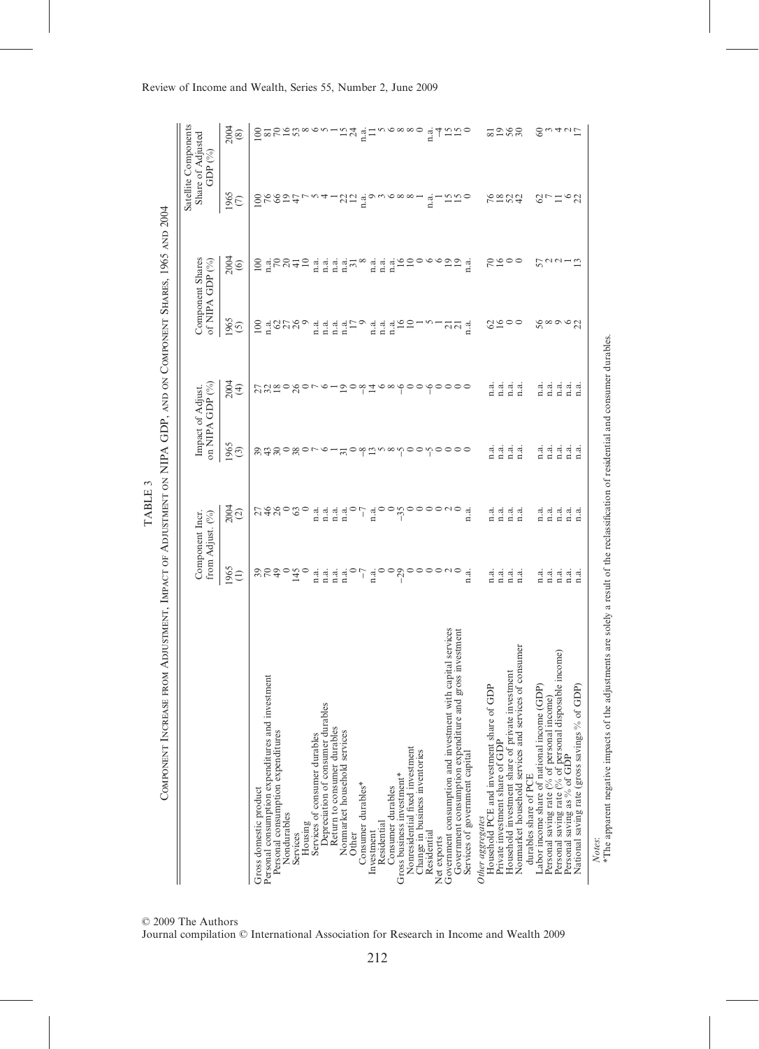## TABLE 3

COMPONENT INCREASE FROM ADJUSTMENT, IMPACT OF ADJUSTMENT ON NIPA GDP, AND ON COMPONENT SHARES, 1965 AND 2004

| | Component Incr. from Adjust. (%) | | Impact of Adjust. on NIPA GDP (%) | | Component Shares of NIPA GDP (%) | | Satellite Components Share of Adjusted GDP (%) | |
|---|---|---|---|---|---|---|---|---|
| | 1965 (1) | 2004 (2) | 1965 (3) | 2004 (4) | 1965 (5) | 2004 (6) | 1965 (7) | 2004 (8) |
| Gross domestic product | 39 | 27 | 39 | 27 | 100 | 100 | 100 | 100 |
| Personal consumption expenditures and investment | 70 | 46 | 43 | 32 | n.a. | n.a. | 76 | 81 |
| Personal consumption expenditures | 49 | 26 | 30 | 18 | 62 | 70 | 66 | 70 |
| Nondurables | 0 | 0 | 0 | 0 | 27 | 20 | 19 | 16 |
| Services | 145 | 63 | 38 | 26 | 26 | 41 | 47 | 53 |
| Housing | 0 | 0 | 0 | 0 | 9 | 10 | 7 | 8 |
| Services of consumer durables | n.a. | n.a. | 7 | 7 | n.a. | n.a. | 5 | 6 |
| Depreciation of consumer durables | n.a. | n.a. | 6 | 6 | n.a. | n.a. | 5 | 5 |
| Return to consumer durables | n.a. | n.a. | 1 | 1 | n.a. | n.a. | 1 | 1 |
| Nonmarket household services | n.a. | n.a. | 31 | 19 | n.a. | n.a. | 22 | 15 |
| Other | 0 | 0 | 0 | 0 | 17 | 31 | 12 | 24 |
| Consumer durables* | −7 | −7 | −8 | −8 | 9 | 8 | n.a. | n.a. |
| Investment | n.a. | n.a. | 13 | 14 | n.a. | n.a. | 9 | 11 |
| Residential | 0 | 0 | 5 | 6 | n.a. | n.a. | 3 | 5 |
| Consumer durables | 0 | 0 | 8 | 8 | n.a. | n.a. | 6 | 6 |
| Gross business investment* | −29 | −35 | −5 | −6 | 16 | 16 | 8 | 8 |
| Nonresidential fixed investment | 0 | 0 | 0 | 0 | 10 | 10 | 8 | 8 |
| Change in business inventories | 0 | 0 | 0 | 0 | 1 | 0 | 1 | 0 |
| Residential | 0 | 0 | −5 | −6 | 5 | 6 | n.a. | n.a. |
| Net exports | 0 | 0 | 0 | 0 | 1 | −6 | 1 | −4 |
| Government consumption and investment with capital services | 2 | 2 | 0 | 0 | 21 | 19 | 15 | 15 |
| Government consumption expenditure and gross investment | 0 | 0 | 0 | 0 | 21 | 19 | 15 | 15 |
| Services of government capital | n.a. | n.a. | 0 | 0 | n.a. | n.a. | 0 | 0 |
| *Other aggregates* | | | | | | | | |
| Household PCE and investment share of GDP | n.a. | n.a. | n.a. | n.a. | 62 | 70 | 76 | 81 |
| Private investment share of GDP | n.a. | n.a. | n.a. | n.a. | 16 | 16 | 18 | 19 |
| Household investment share of private investment | n.a. | n.a. | n.a. | n.a. | 0 | 0 | 52 | 56 |
| Nonmarket household services and services of consumer durables share of PCE | n.a. | n.a. | n.a. | n.a. | 0 | 0 | 42 | 30 |
| Labor income share of national income (GDP) | n.a. | n.a. | n.a. | n.a. | 56 | 57 | 62 | 60 |
| Personal saving rate (% of personal income) | n.a. | n.a. | n.a. | n.a. | 8 | 2 | 7 | 3 |
| Personal saving rate (% of personal disposable income) | n.a. | n.a. | n.a. | n.a. | 9 | 2 | 11 | 4 |
| Personal saving as % of GDP | n.a. | n.a. | n.a. | n.a. | 6 | 1 | 6 | 2 |
| National saving rate (gross savings % of GDP) | n.a. | n.a. | n.a. | n.a. | 22 | 13 | 22 | 17 |

*Notes*:
*The apparent negative impacts of the adjustments are solely a result of the reclassification of residential and consumer durables.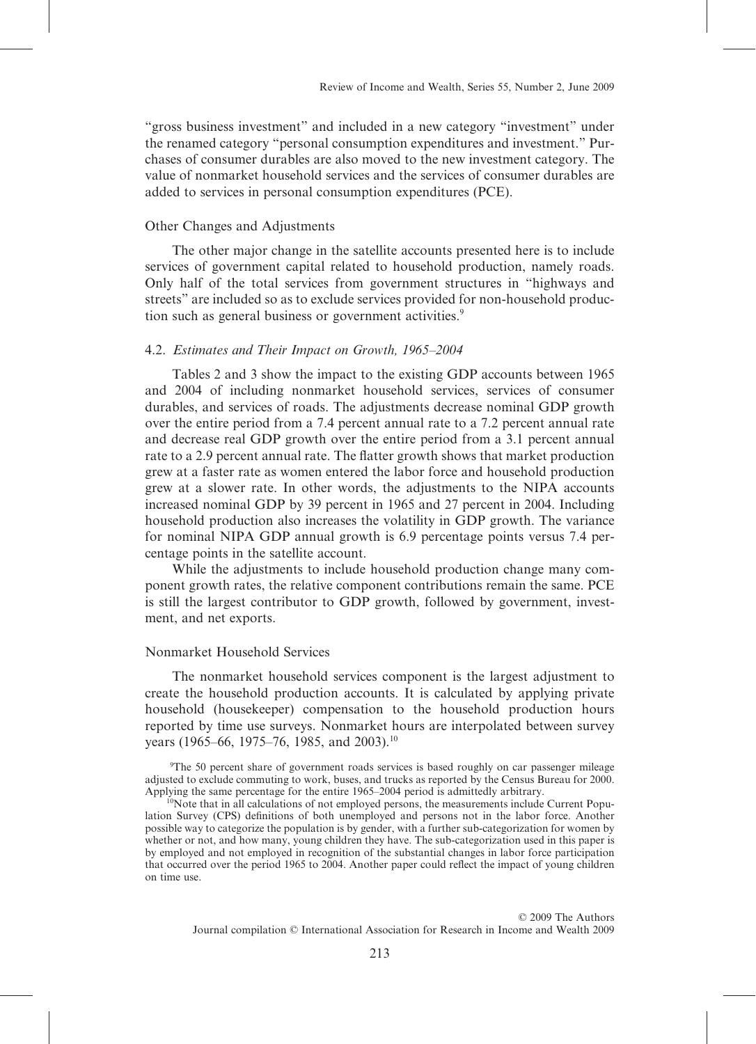"gross business investment" and included in a new category "investment" under the renamed category "personal consumption expenditures and investment." Purchases of consumer durables are also moved to the new investment category. The value of nonmarket household services and the services of consumer durables are added to services in personal consumption expenditures (PCE).

### Other Changes and Adjustments

The other major change in the satellite accounts presented here is to include services of government capital related to household production, namely roads. Only half of the total services from government structures in "highways and streets" are included so as to exclude services provided for non-household production such as general business or government activities.[9]

## 4.2. *Estimates and Their Impact on Growth, 1965–2004*

Tables 2 and 3 show the impact to the existing GDP accounts between 1965 and 2004 of including nonmarket household services, services of consumer durables, and services of roads. The adjustments decrease nominal GDP growth over the entire period from a 7.4 percent annual rate to a 7.2 percent annual rate and decrease real GDP growth over the entire period from a 3.1 percent annual rate to a 2.9 percent annual rate. The flatter growth shows that market production grew at a faster rate as women entered the labor force and household production grew at a slower rate. In other words, the adjustments to the NIPA accounts increased nominal GDP by 39 percent in 1965 and 27 percent in 2004. Including household production also increases the volatility in GDP growth. The variance for nominal NIPA GDP annual growth is 6.9 percentage points versus 7.4 percentage points in the satellite account.

While the adjustments to include household production change many component growth rates, the relative component contributions remain the same. PCE is still the largest contributor to GDP growth, followed by government, investment, and net exports.

### Nonmarket Household Services

The nonmarket household services component is the largest adjustment to create the household production accounts. It is calculated by applying private household (housekeeper) compensation to the household production hours reported by time use surveys. Nonmarket hours are interpolated between survey years (1965–66, 1975–76, 1985, and 2003).[10]

[9]The 50 percent share of government roads services is based roughly on car passenger mileage adjusted to exclude commuting to work, buses, and trucks as reported by the Census Bureau for 2000. Applying the same percentage for the entire 1965–2004 period is admittedly arbitrary.

[10]Note that in all calculations of not employed persons, the measurements include Current Population Survey (CPS) definitions of both unemployed and persons not in the labor force. Another possible way to categorize the population is by gender, with a further sub-categorization for women by whether or not, and how many, young children they have. The sub-categorization used in this paper is by employed and not employed in recognition of the substantial changes in labor force participation that occurred over the period 1965 to 2004. Another paper could reflect the impact of young children on time use.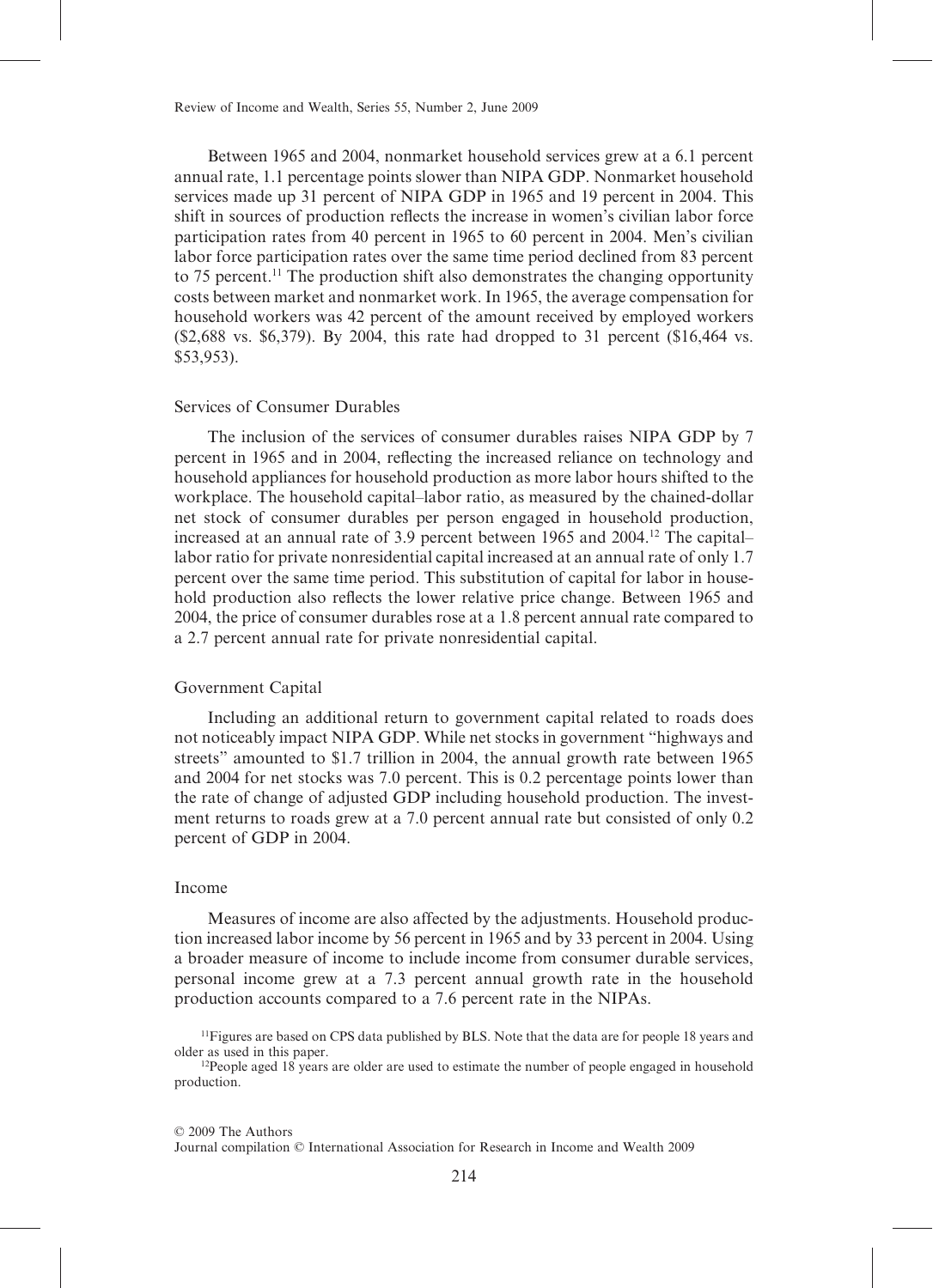Between 1965 and 2004, nonmarket household services grew at a 6.1 percent annual rate, 1.1 percentage points slower than NIPA GDP. Nonmarket household services made up 31 percent of NIPA GDP in 1965 and 19 percent in 2004. This shift in sources of production reflects the increase in women's civilian labor force participation rates from 40 percent in 1965 to 60 percent in 2004. Men's civilian labor force participation rates over the same time period declined from 83 percent to 75 percent.[11] The production shift also demonstrates the changing opportunity costs between market and nonmarket work. In 1965, the average compensation for household workers was 42 percent of the amount received by employed workers ($2,688 vs. $6,379). By 2004, this rate had dropped to 31 percent ($16,464 vs. $53,953).

### Services of Consumer Durables

The inclusion of the services of consumer durables raises NIPA GDP by 7 percent in 1965 and in 2004, reflecting the increased reliance on technology and household appliances for household production as more labor hours shifted to the workplace. The household capital–labor ratio, as measured by the chained-dollar net stock of consumer durables per person engaged in household production, increased at an annual rate of 3.9 percent between 1965 and 2004.[12] The capital–labor ratio for private nonresidential capital increased at an annual rate of only 1.7 percent over the same time period. This substitution of capital for labor in household production also reflects the lower relative price change. Between 1965 and 2004, the price of consumer durables rose at a 1.8 percent annual rate compared to a 2.7 percent annual rate for private nonresidential capital.

### Government Capital

Including an additional return to government capital related to roads does not noticeably impact NIPA GDP. While net stocks in government "highways and streets" amounted to $1.7 trillion in 2004, the annual growth rate between 1965 and 2004 for net stocks was 7.0 percent. This is 0.2 percentage points lower than the rate of change of adjusted GDP including household production. The investment returns to roads grew at a 7.0 percent annual rate but consisted of only 0.2 percent of GDP in 2004.

### Income

Measures of income are also affected by the adjustments. Household production increased labor income by 56 percent in 1965 and by 33 percent in 2004. Using a broader measure of income to include income from consumer durable services, personal income grew at a 7.3 percent annual growth rate in the household production accounts compared to a 7.6 percent rate in the NIPAs.

[11]Figures are based on CPS data published by BLS. Note that the data are for people 18 years and older as used in this paper.

[12]People aged 18 years are older are used to estimate the number of people engaged in household production.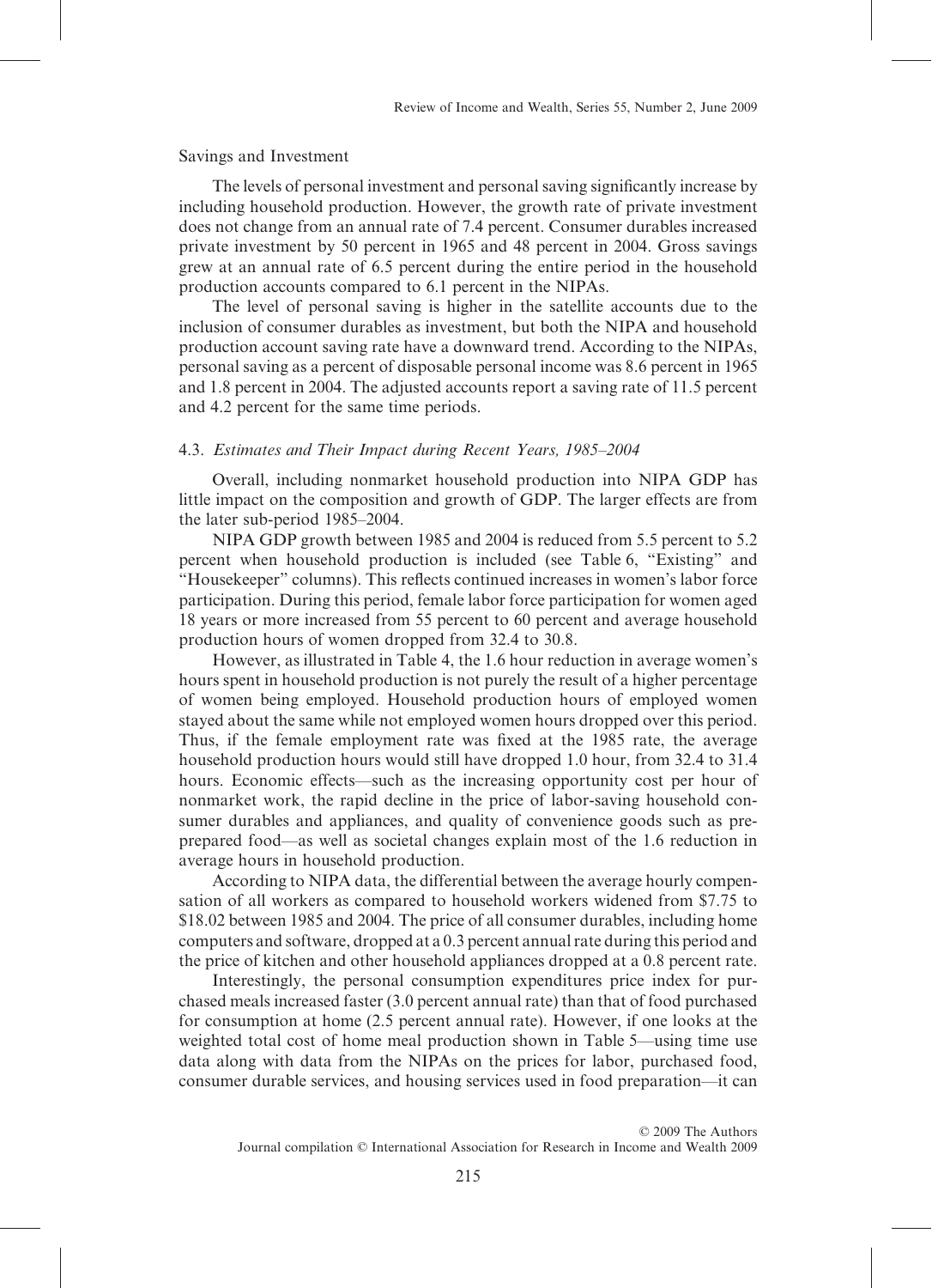Savings and Investment

The levels of personal investment and personal saving significantly increase by including household production. However, the growth rate of private investment does not change from an annual rate of 7.4 percent. Consumer durables increased private investment by 50 percent in 1965 and 48 percent in 2004. Gross savings grew at an annual rate of 6.5 percent during the entire period in the household production accounts compared to 6.1 percent in the NIPAs.

The level of personal saving is higher in the satellite accounts due to the inclusion of consumer durables as investment, but both the NIPA and household production account saving rate have a downward trend. According to the NIPAs, personal saving as a percent of disposable personal income was 8.6 percent in 1965 and 1.8 percent in 2004. The adjusted accounts report a saving rate of 11.5 percent and 4.2 percent for the same time periods.

### 4.3. *Estimates and Their Impact during Recent Years, 1985–2004*

Overall, including nonmarket household production into NIPA GDP has little impact on the composition and growth of GDP. The larger effects are from the later sub-period 1985–2004.

NIPA GDP growth between 1985 and 2004 is reduced from 5.5 percent to 5.2 percent when household production is included (see Table 6, "Existing" and "Housekeeper" columns). This reflects continued increases in women's labor force participation. During this period, female labor force participation for women aged 18 years or more increased from 55 percent to 60 percent and average household production hours of women dropped from 32.4 to 30.8.

However, as illustrated in Table 4, the 1.6 hour reduction in average women's hours spent in household production is not purely the result of a higher percentage of women being employed. Household production hours of employed women stayed about the same while not employed women hours dropped over this period. Thus, if the female employment rate was fixed at the 1985 rate, the average household production hours would still have dropped 1.0 hour, from 32.4 to 31.4 hours. Economic effects—such as the increasing opportunity cost per hour of nonmarket work, the rapid decline in the price of labor-saving household consumer durables and appliances, and quality of convenience goods such as pre-prepared food—as well as societal changes explain most of the 1.6 reduction in average hours in household production.

According to NIPA data, the differential between the average hourly compensation of all workers as compared to household workers widened from $7.75 to $18.02 between 1985 and 2004. The price of all consumer durables, including home computers and software, dropped at a 0.3 percent annual rate during this period and the price of kitchen and other household appliances dropped at a 0.8 percent rate.

Interestingly, the personal consumption expenditures price index for purchased meals increased faster (3.0 percent annual rate) than that of food purchased for consumption at home (2.5 percent annual rate). However, if one looks at the weighted total cost of home meal production shown in Table 5—using time use data along with data from the NIPAs on the prices for labor, purchased food, consumer durable services, and housing services used in food preparation—it can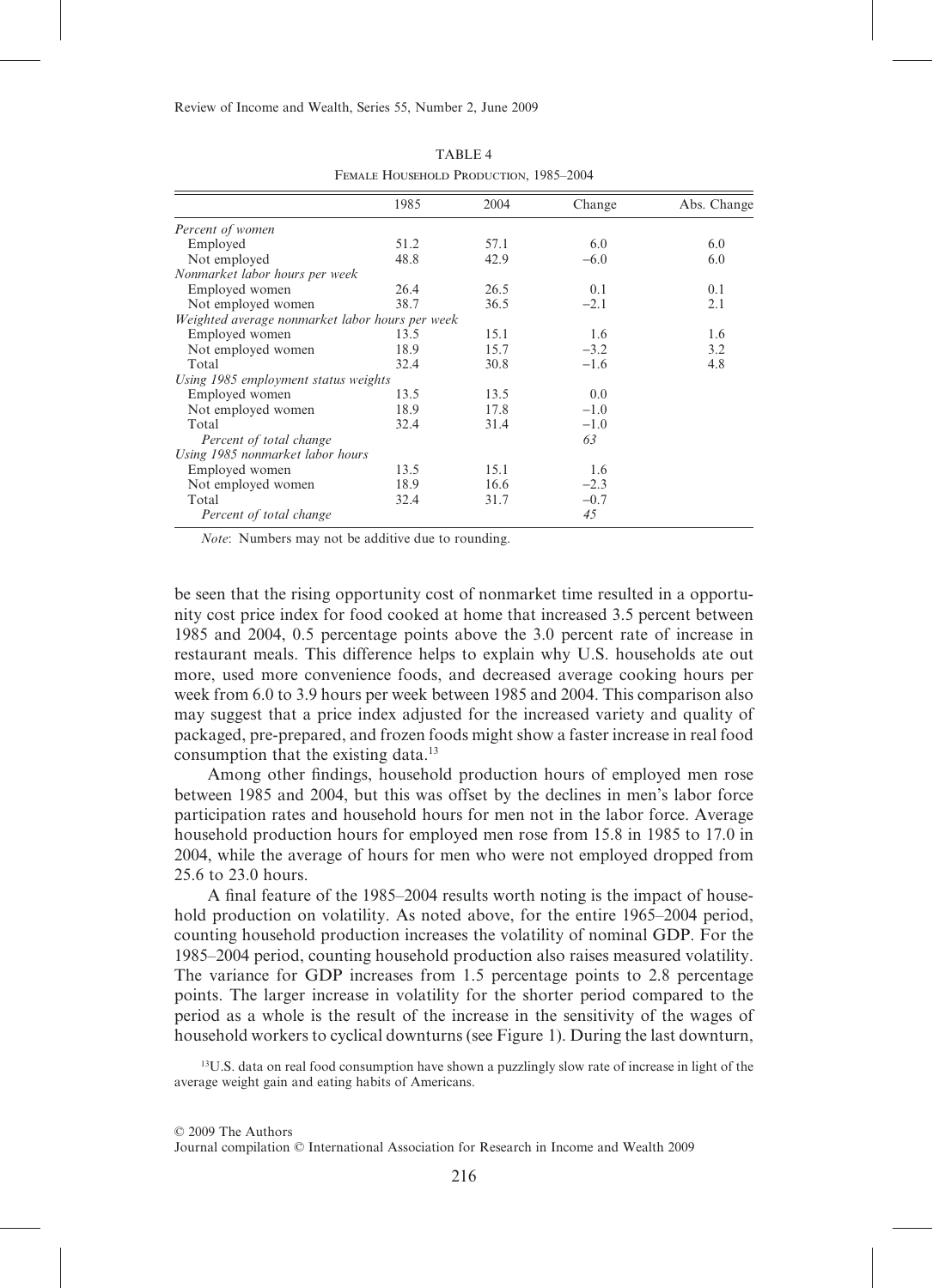TABLE 4
Female Household Production, 1985–2004

| | 1985 | 2004 | Change | Abs. Change |
|---|---|---|---|---|
| *Percent of women* | | | | |
| Employed | 51.2 | 57.1 | 6.0 | 6.0 |
| Not employed | 48.8 | 42.9 | −6.0 | 6.0 |
| *Nonmarket labor hours per week* | | | | |
| Employed women | 26.4 | 26.5 | 0.1 | 0.1 |
| Not employed women | 38.7 | 36.5 | −2.1 | 2.1 |
| *Weighted average nonmarket labor hours per week* | | | | |
| Employed women | 13.5 | 15.1 | 1.6 | 1.6 |
| Not employed women | 18.9 | 15.7 | −3.2 | 3.2 |
| Total | 32.4 | 30.8 | −1.6 | 4.8 |
| *Using 1985 employment status weights* | | | | |
| Employed women | 13.5 | 13.5 | 0.0 | |
| Not employed women | 18.9 | 17.8 | −1.0 | |
| Total | 32.4 | 31.4 | −1.0 | |
| *Percent of total change* | | | *63* | |
| *Using 1985 nonmarket labor hours* | | | | |
| Employed women | 13.5 | 15.1 | 1.6 | |
| Not employed women | 18.9 | 16.6 | −2.3 | |
| Total | 32.4 | 31.7 | −0.7 | |
| *Percent of total change* | | | *45* | |

*Note*: Numbers may not be additive due to rounding.

be seen that the rising opportunity cost of nonmarket time resulted in a opportunity cost price index for food cooked at home that increased 3.5 percent between 1985 and 2004, 0.5 percentage points above the 3.0 percent rate of increase in restaurant meals. This difference helps to explain why U.S. households ate out more, used more convenience foods, and decreased average cooking hours per week from 6.0 to 3.9 hours per week between 1985 and 2004. This comparison also may suggest that a price index adjusted for the increased variety and quality of packaged, pre-prepared, and frozen foods might show a faster increase in real food consumption that the existing data.[13]

Among other findings, household production hours of employed men rose between 1985 and 2004, but this was offset by the declines in men's labor force participation rates and household hours for men not in the labor force. Average household production hours for employed men rose from 15.8 in 1985 to 17.0 in 2004, while the average of hours for men who were not employed dropped from 25.6 to 23.0 hours.

A final feature of the 1985–2004 results worth noting is the impact of household production on volatility. As noted above, for the entire 1965–2004 period, counting household production increases the volatility of nominal GDP. For the 1985–2004 period, counting household production also raises measured volatility. The variance for GDP increases from 1.5 percentage points to 2.8 percentage points. The larger increase in volatility for the shorter period compared to the period as a whole is the result of the increase in the sensitivity of the wages of household workers to cyclical downturns (see Figure 1). During the last downturn,

[13]U.S. data on real food consumption have shown a puzzlingly slow rate of increase in light of the average weight gain and eating habits of Americans.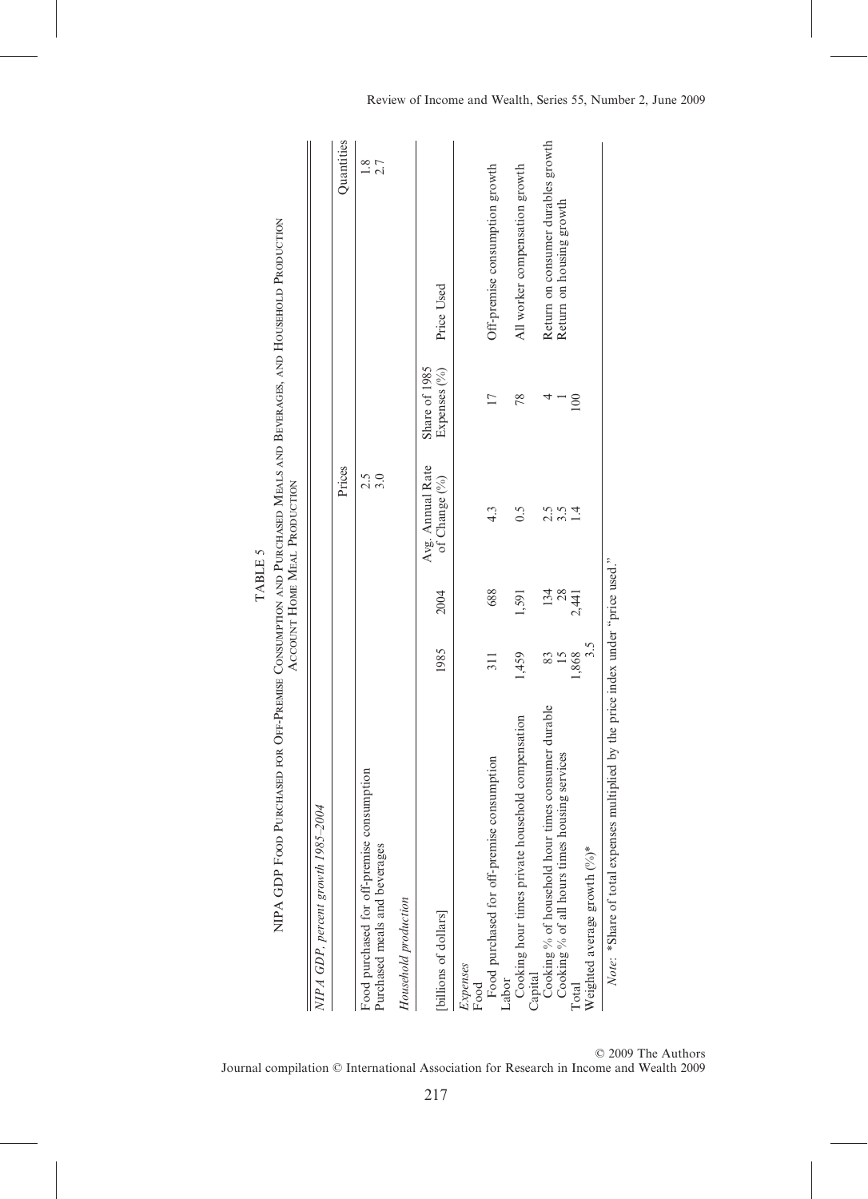TABLE 5

NIPA GDP Food Purchased for Off-Premise Consumption and Purchased Meals and Beverages, and Household Production Account Home Meal Production

*NIPA GDP, percent growth 1985–2004*

| | Prices | Quantities |
|---|---|---|
| Food purchased for off-premise consumption | 2.5 | 1.8 |
| Purchased meals and beverages | 3.0 | 2.7 |

*Household production*

| [billions of dollars] | 1985 | 2004 | Avg. Annual Rate of Change (%) | Share of 1985 Expenses (%) | Price Used |
|---|---|---|---|---|---|
| *Expenses* | | | | | |
| Food | | | | | |
| Food purchased for off-premise consumption | 311 | 688 | 4.3 | 17 | Off-premise consumption growth |
| Labor | | | | | |
| Cooking hour times private household compensation | 1,459 | 1,591 | 0.5 | 78 | All worker compensation growth |
| Capital | | | | | |
| Cooking % of household hour times consumer durable | 83 | 134 | 2.5 | 4 | Return on consumer durables growth |
| Cooking % of all hours times housing services | 15 | 28 | 3.5 | 1 | Return on housing growth |
| Total | 1,868 | 2,441 | 1.4 | 100 | |
| Weighted average growth (%)* | 3.5 | | | | |

*Note*: *Share of total expenses multiplied by the price index under "price used."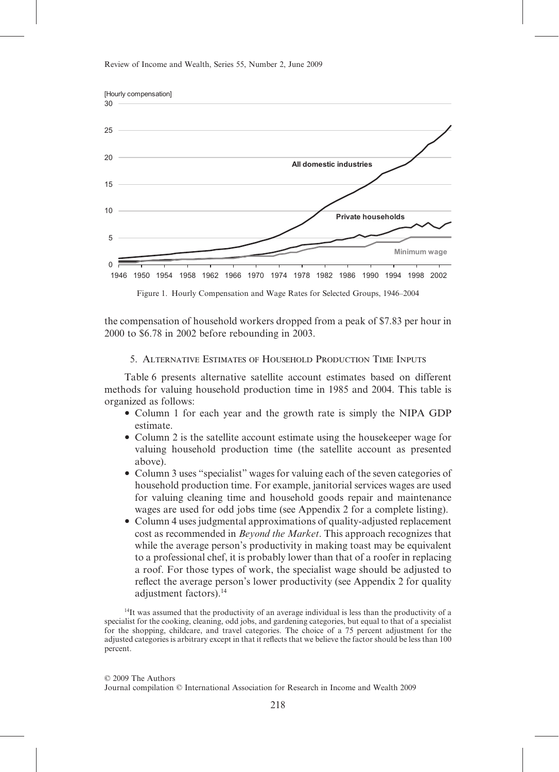Figure 1. Hourly Compensation and Wage Rates for Selected Groups, 1946–2004

the compensation of household workers dropped from a peak of $7.83 per hour in 2000 to $6.78 in 2002 before rebounding in 2003.

## 5. Alternative Estimates of Household Production Time Inputs

Table 6 presents alternative satellite account estimates based on different methods for valuing household production time in 1985 and 2004. This table is organized as follows:

- Column 1 for each year and the growth rate is simply the NIPA GDP estimate.
- Column 2 is the satellite account estimate using the housekeeper wage for valuing household production time (the satellite account as presented above).
- Column 3 uses "specialist" wages for valuing each of the seven categories of household production time. For example, janitorial services wages are used for valuing cleaning time and household goods repair and maintenance wages are used for odd jobs time (see Appendix 2 for a complete listing).
- Column 4 uses judgmental approximations of quality-adjusted replacement cost as recommended in *Beyond the Market*. This approach recognizes that while the average person's productivity in making toast may be equivalent to a professional chef, it is probably lower than that of a roofer in replacing a roof. For those types of work, the specialist wage should be adjusted to reflect the average person's lower productivity (see Appendix 2 for quality adjustment factors).[14]

[14]It was assumed that the productivity of an average individual is less than the productivity of a specialist for the cooking, cleaning, odd jobs, and gardening categories, but equal to that of a specialist for the shopping, childcare, and travel categories. The choice of a 75 percent adjustment for the adjusted categories is arbitrary except in that it reflects that we believe the factor should be less than 100 percent.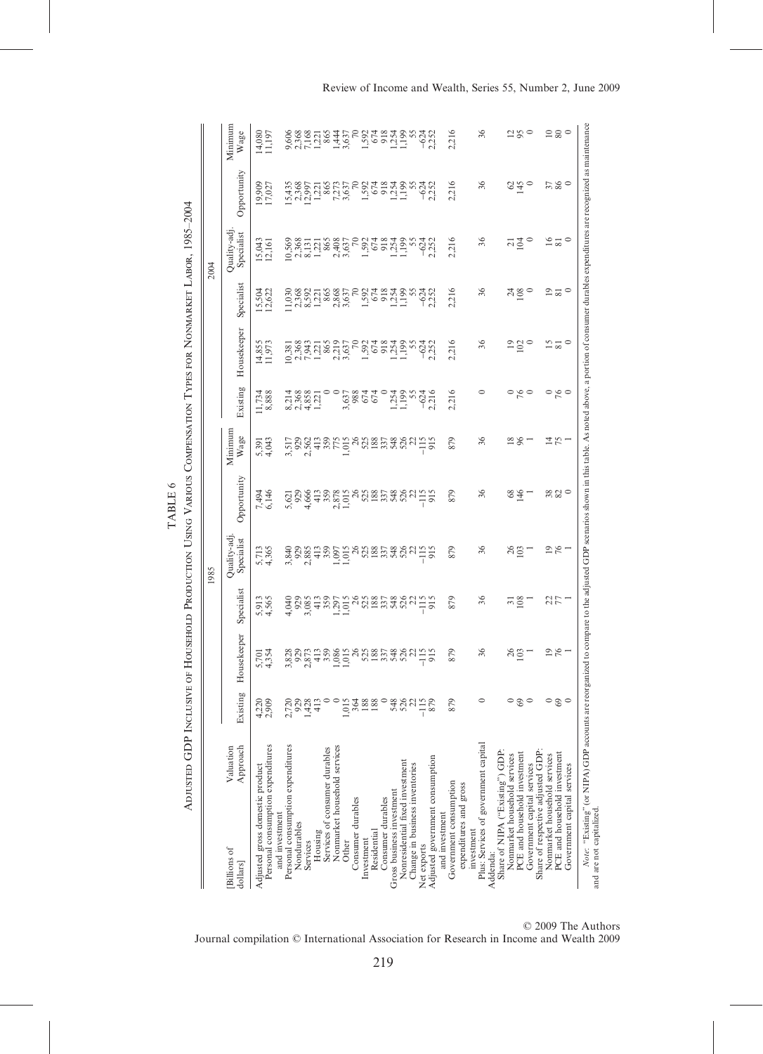TABLE 6

Adjusted GDP Inclusive of Household Production Using Various Compensation Types for Nonmarket Labor, 1985–2004

| [Billions of dollars] Valuation Approach | 1985 Existing | 1985 Housekeeper | 1985 Specialist | 1985 Quality-adj. Specialist | 1985 Opportunity | 1985 Minimum Wage | 2004 Existing | 2004 Housekeeper | 2004 Specialist | 2004 Quality-adj. Specialist | 2004 Opportunity | 2004 Minimum Wage |
|---|---|---|---|---|---|---|---|---|---|---|---|---|
| Adjusted gross domestic product | 4,220 | 5,701 | 5,913 | 5,713 | 7,494 | 5,391 | 11,734 | 14,855 | 15,504 | 15,043 | 19,909 | 14,080 |
| Personal consumption expenditures and investment | 2,909 | 4,354 | 4,565 | 4,365 | 6,146 | 4,043 | 8,888 | 11,973 | 12,622 | 12,161 | 17,027 | 11,197 |
| Personal consumption expenditures | 2,720 | 3,828 | 4,040 | 3,840 | 5,621 | 3,517 | 8,214 | 10,381 | 11,030 | 10,569 | 15,435 | 9,606 |
| Nondurables | 929 | 929 | 929 | 929 | 929 | 929 | 2,368 | 2,368 | 2,368 | 2,368 | 2,368 | 2,368 |
| Services | 1,428 | 2,873 | 3,085 | 2,885 | 4,666 | 2,562 | 4,858 | 7,943 | 8,592 | 8,131 | 12,997 | 7,168 |
| Housing | 413 | 413 | 413 | 413 | 413 | 413 | 1,221 | 1,221 | 1,221 | 1,221 | 1,221 | 1,221 |
| Services of consumer durables | 0 | 359 | 359 | 359 | 359 | 359 | 0 | 865 | 865 | 865 | 865 | 865 |
| Nonmarket household services | 0 | 1,086 | 1,297 | 1,097 | 2,878 | 775 | 0 | 2,219 | 2,868 | 2,408 | 7,273 | 1,444 |
| Other | 1,015 | 1,015 | 1,015 | 1,015 | 1,015 | 1,015 | 3,637 | 3,637 | 3,637 | 3,637 | 3,637 | 3,637 |
| Consumer durables | 364 | 26 | 26 | 26 | 26 | 26 | 988 | 70 | 70 | 70 | 70 | 70 |
| Investment | 188 | 525 | 525 | 525 | 525 | 525 | 674 | 1,592 | 1,592 | 1,592 | 1,592 | 1,592 |
| Residential | 188 | 188 | 188 | 188 | 188 | 188 | 674 | 674 | 674 | 674 | 674 | 674 |
| Consumer durables | 0 | 337 | 337 | 337 | 337 | 337 | 0 | 918 | 918 | 918 | 918 | 918 |
| Gross business investment | 548 | 548 | 548 | 548 | 548 | 548 | 1,254 | 1,254 | 1,254 | 1,254 | 1,254 | 1,254 |
| Nonresidential fixed investment | 526 | 526 | 526 | 526 | 526 | 526 | 1,199 | 1,199 | 1,199 | 1,199 | 1,199 | 1,199 |
| Change in business inventories | 22 | 22 | 22 | 22 | 22 | 22 | 55 | 55 | 55 | 55 | 55 | 55 |
| Net exports | −115 | −115 | −115 | −115 | −115 | −115 | −624 | −624 | −624 | −624 | −624 | −624 |
| Adjusted government consumption and investment | 879 | 915 | 915 | 915 | 915 | 915 | 2,216 | 2,252 | 2,252 | 2,252 | 2,252 | 2,252 |
| Government consumption expenditures and gross investment | 879 | 879 | 879 | 879 | 879 | 879 | 2,216 | 2,216 | 2,216 | 2,216 | 2,216 | 2,216 |
| Plus: Services of government capital | 0 | 36 | 36 | 36 | 36 | 36 | 0 | 36 | 36 | 36 | 36 | 36 |
| Addenda: | | | | | | | | | | | | |
| Share of NIPA ("Existing") GDP: | | | | | | | | | | | | |
| Nonmarket household services | 0 | 26 | 31 | 26 | 68 | 18 | 0 | 19 | 24 | 21 | 62 | 12 |
| PCE and household investment | 69 | 103 | 108 | 103 | 146 | 96 | 76 | 102 | 108 | 104 | 145 | 95 |
| Government capital services | 0 | 1 | 1 | 1 | 1 | 1 | 0 | 0 | 0 | 0 | 0 | 0 |
| Share of respective adjusted GDP: | | | | | | | | | | | | |
| Nonmarket household services | 0 | 19 | 22 | 19 | 38 | 14 | 0 | 15 | 19 | 16 | 37 | 10 |
| PCE and household investment | 69 | 76 | 77 | 76 | 82 | 75 | 76 | 81 | 81 | 81 | 86 | 80 |
| Government capital services | 0 | 1 | 1 | 1 | 0 | 1 | 0 | 0 | 0 | 0 | 0 | 0 |

*Note*: "Existing" (or NIPA) GDP accounts are reorganized to compare to the adjusted GDP scenarios shown in this table. As noted above, a portion of consumer durables expenditures are recognized as maintenance and are not capitalized.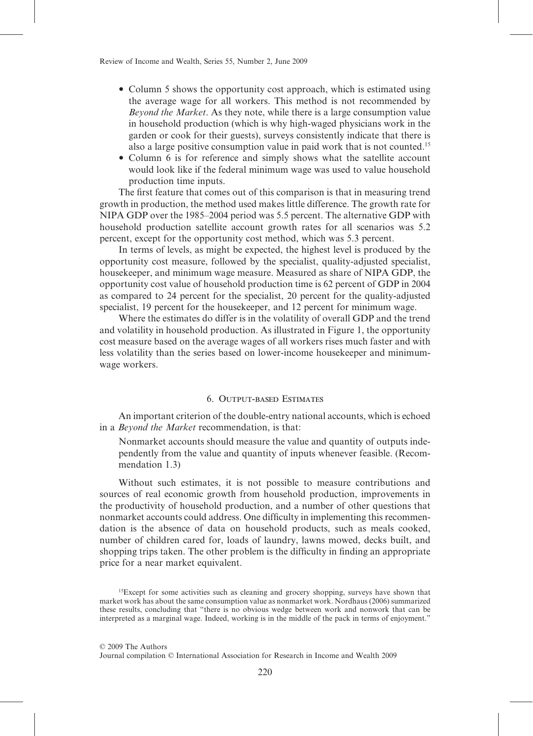- Column 5 shows the opportunity cost approach, which is estimated using the average wage for all workers. This method is not recommended by *Beyond the Market*. As they note, while there is a large consumption value in household production (which is why high-waged physicians work in the garden or cook for their guests), surveys consistently indicate that there is also a large positive consumption value in paid work that is not counted.[15]
- Column 6 is for reference and simply shows what the satellite account would look like if the federal minimum wage was used to value household production time inputs.

The first feature that comes out of this comparison is that in measuring trend growth in production, the method used makes little difference. The growth rate for NIPA GDP over the 1985–2004 period was 5.5 percent. The alternative GDP with household production satellite account growth rates for all scenarios was 5.2 percent, except for the opportunity cost method, which was 5.3 percent.

In terms of levels, as might be expected, the highest level is produced by the opportunity cost measure, followed by the specialist, quality-adjusted specialist, housekeeper, and minimum wage measure. Measured as share of NIPA GDP, the opportunity cost value of household production time is 62 percent of GDP in 2004 as compared to 24 percent for the specialist, 20 percent for the quality-adjusted specialist, 19 percent for the housekeeper, and 12 percent for minimum wage.

Where the estimates do differ is in the volatility of overall GDP and the trend and volatility in household production. As illustrated in Figure 1, the opportunity cost measure based on the average wages of all workers rises much faster and with less volatility than the series based on lower-income housekeeper and minimum-wage workers.

## 6. Output-based Estimates

An important criterion of the double-entry national accounts, which is echoed in a *Beyond the Market* recommendation, is that:

> Nonmarket accounts should measure the value and quantity of outputs independently from the value and quantity of inputs whenever feasible. (Recommendation 1.3)

Without such estimates, it is not possible to measure contributions and sources of real economic growth from household production, improvements in the productivity of household production, and a number of other questions that nonmarket accounts could address. One difficulty in implementing this recommendation is the absence of data on household products, such as meals cooked, number of children cared for, loads of laundry, lawns mowed, decks built, and shopping trips taken. The other problem is the difficulty in finding an appropriate price for a near market equivalent.

[15]Except for some activities such as cleaning and grocery shopping, surveys have shown that market work has about the same consumption value as nonmarket work. Nordhaus (2006) summarized these results, concluding that "there is no obvious wedge between work and nonwork that can be interpreted as a marginal wage. Indeed, working is in the middle of the pack in terms of enjoyment."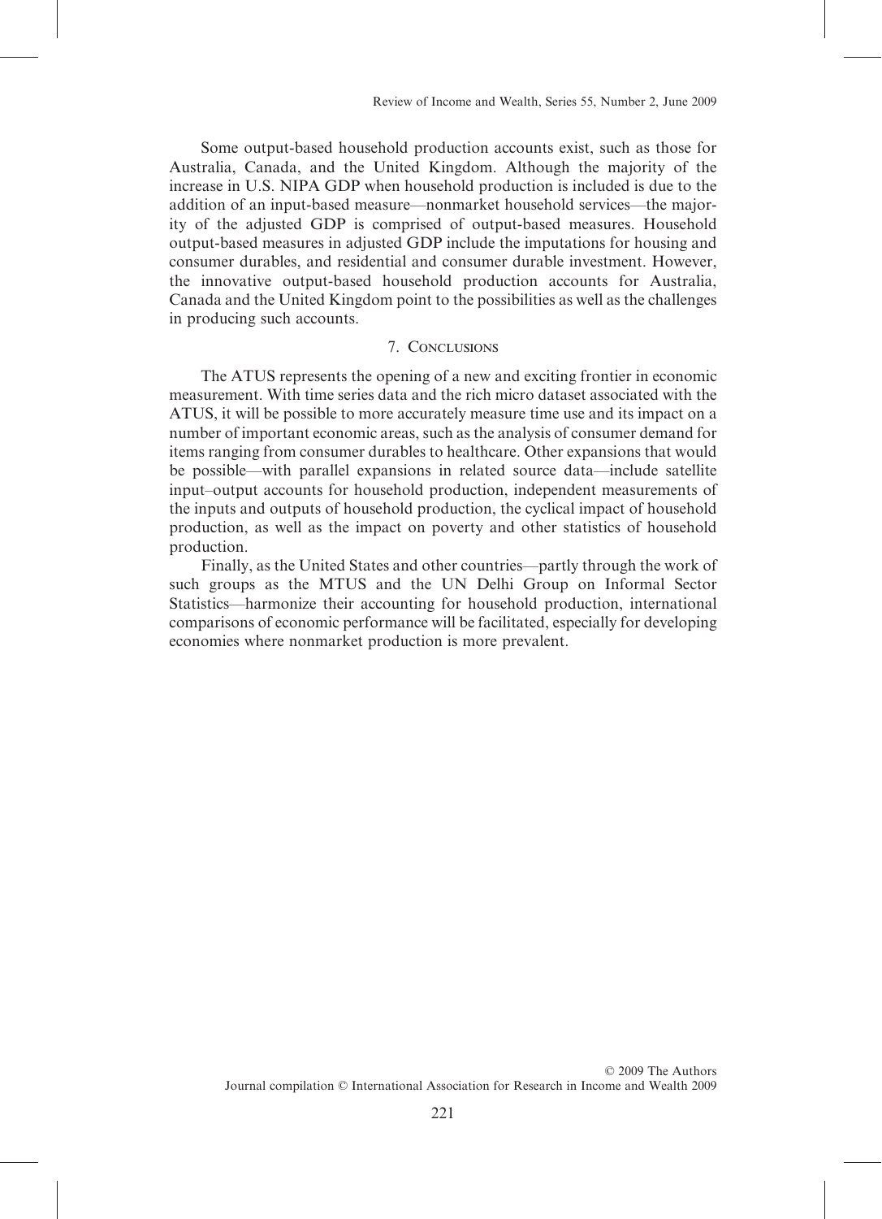Some output-based household production accounts exist, such as those for Australia, Canada, and the United Kingdom. Although the majority of the increase in U.S. NIPA GDP when household production is included is due to the addition of an input-based measure—nonmarket household services—the majority of the adjusted GDP is comprised of output-based measures. Household output-based measures in adjusted GDP include the imputations for housing and consumer durables, and residential and consumer durable investment. However, the innovative output-based household production accounts for Australia, Canada and the United Kingdom point to the possibilities as well as the challenges in producing such accounts.

## 7. Conclusions

The ATUS represents the opening of a new and exciting frontier in economic measurement. With time series data and the rich micro dataset associated with the ATUS, it will be possible to more accurately measure time use and its impact on a number of important economic areas, such as the analysis of consumer demand for items ranging from consumer durables to healthcare. Other expansions that would be possible—with parallel expansions in related source data—include satellite input–output accounts for household production, independent measurements of the inputs and outputs of household production, the cyclical impact of household production, as well as the impact on poverty and other statistics of household production.

Finally, as the United States and other countries—partly through the work of such groups as the MTUS and the UN Delhi Group on Informal Sector Statistics—harmonize their accounting for household production, international comparisons of economic performance will be facilitated, especially for developing economies where nonmarket production is more prevalent.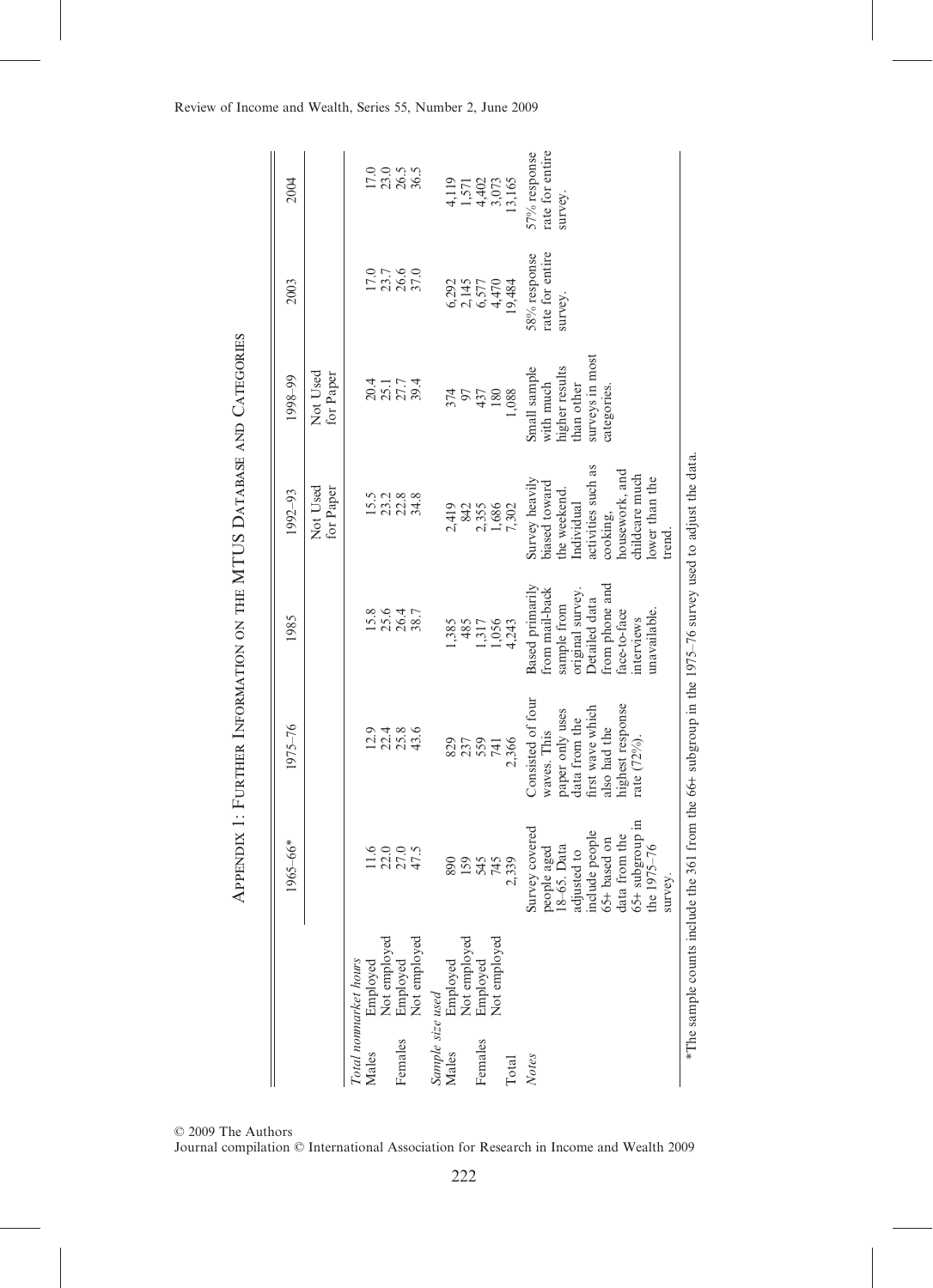## Appendix 1: Further Information on the MTUS Database and Categories

| | | 1965–66* | 1975–76 | 1985 | 1992–93 | 1998–99 | 2003 | 2004 |
|---|---|---|---|---|---|---|---|---|
| | | | | | Not Used for Paper | Not Used for Paper | | |
| *Total nonmarket hours* | | | | | | | | |
| Males | Employed | 11.6 | 12.9 | 15.8 | 15.5 | 20.4 | 17.0 | 17.0 |
| | Not employed | 22.0 | 22.4 | 25.6 | 23.2 | 25.1 | 23.7 | 23.0 |
| Females | Employed | 27.0 | 25.8 | 26.4 | 22.8 | 27.7 | 26.6 | 26.5 |
| | Not employed | 47.5 | 43.6 | 38.7 | 34.8 | 39.4 | 37.0 | 36.5 |
| *Sample size used* | | | | | | | | |
| Males | Employed | 890 | 829 | 1,385 | 2,419 | 374 | 6,292 | 4,119 |
| | Not employed | 159 | 237 | 485 | 842 | 97 | 2,145 | 1,571 |
| Females | Employed | 545 | 559 | 1,317 | 2,355 | 437 | 6,577 | 4,402 |
| | Not employed | 745 | 741 | 1,056 | 1,686 | 180 | 4,470 | 3,073 |
| Total | | 2,339 | 2,366 | 4,243 | 7,302 | 1,088 | 19,484 | 13,165 |
| *Notes* | | Survey covered people aged 18–65. Data adjusted to include people 65+ based on data from the 65+ subgroup in the 1975–76 survey. | Consisted of four waves. This paper only uses data from the first wave which also had the highest response rate (72%). | Based primarily from mail-back sample from original survey. Detailed data from phone and face-to-face interviews unavailable. | Survey heavily biased toward the weekend. Individual activities such as cooking, housework, and childcare much lower than the trend. | Small sample with much higher results than other surveys in most categories. | 58% response rate for entire survey. | 57% response rate for entire survey. |

*The sample counts include the 361 from the 66+ subgroup in the 1975–76 survey used to adjust the data.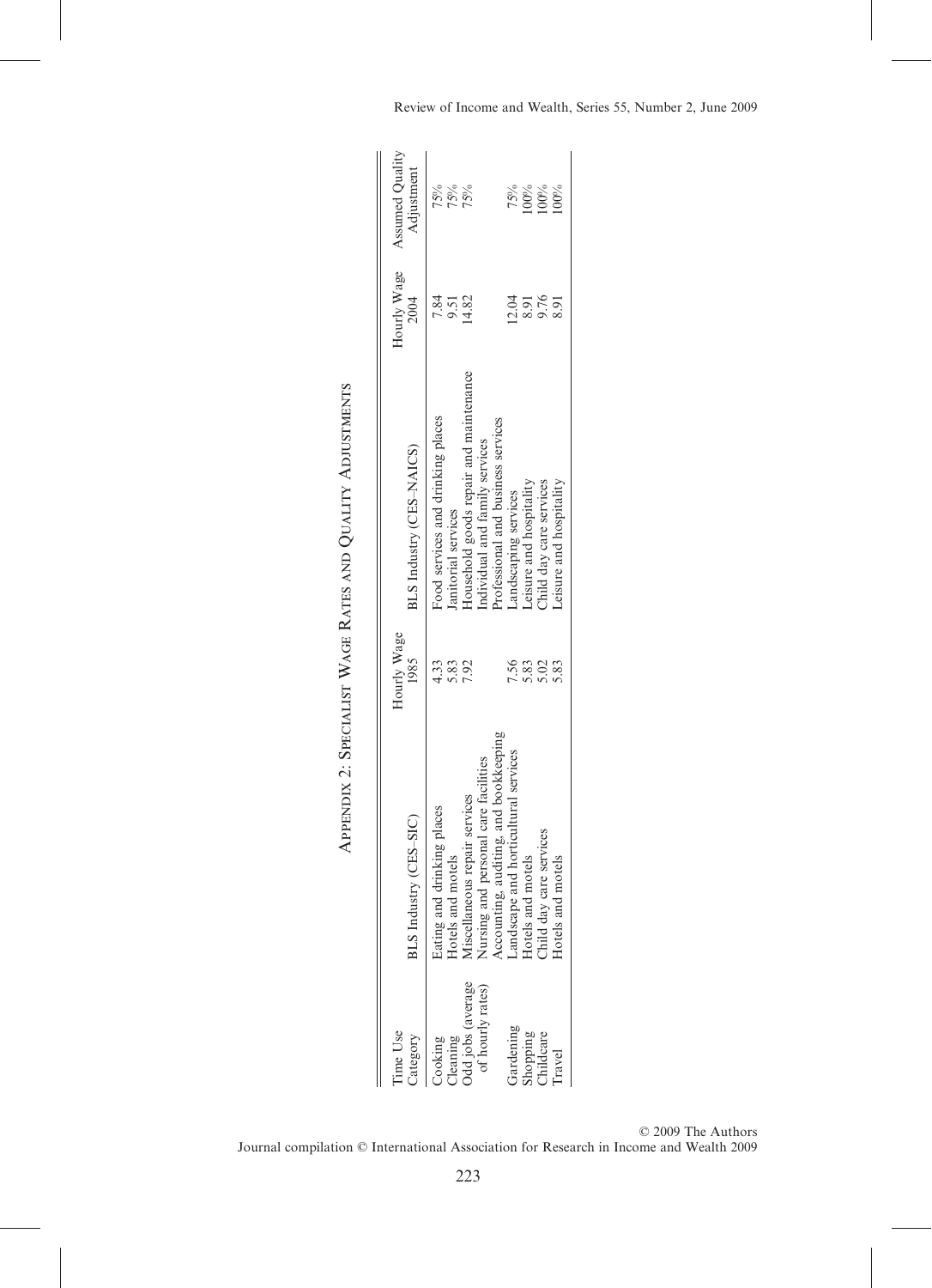# Appendix 2: Specialist Wage Rates and Quality Adjustments

| Time Use Category | BLS Industry (CES–SIC) | Hourly Wage 1985 | BLS Industry (CES–NAICS) | Hourly Wage 2004 | Assumed Quality Adjustment |
|---|---|---|---|---|---|
| Cooking | Eating and drinking places | 4.33 | Food services and drinking places | 7.84 | 75% |
| Cleaning | Hotels and motels | 5.83 | Janitorial services | 9.51 | 75% |
| Odd jobs (average of hourly rates) | Miscellaneous repair services | 7.92 | Household goods repair and maintenance | 14.82 | 75% |
| | Nursing and personal care facilities | | Individual and family services | | |
| | Accounting, auditing, and bookkeeping | | Professional and business services | | |
| Gardening | Landscape and horticultural services | 7.56 | Landscaping services | 12.04 | 75% |
| Shopping | Hotels and motels | 5.83 | Leisure and hospitality | 8.91 | 100% |
| Childcare | Child day care services | 5.02 | Child day care services | 9.76 | 100% |
| Travel | Hotels and motels | 5.83 | Leisure and hospitality | 8.91 | 100% |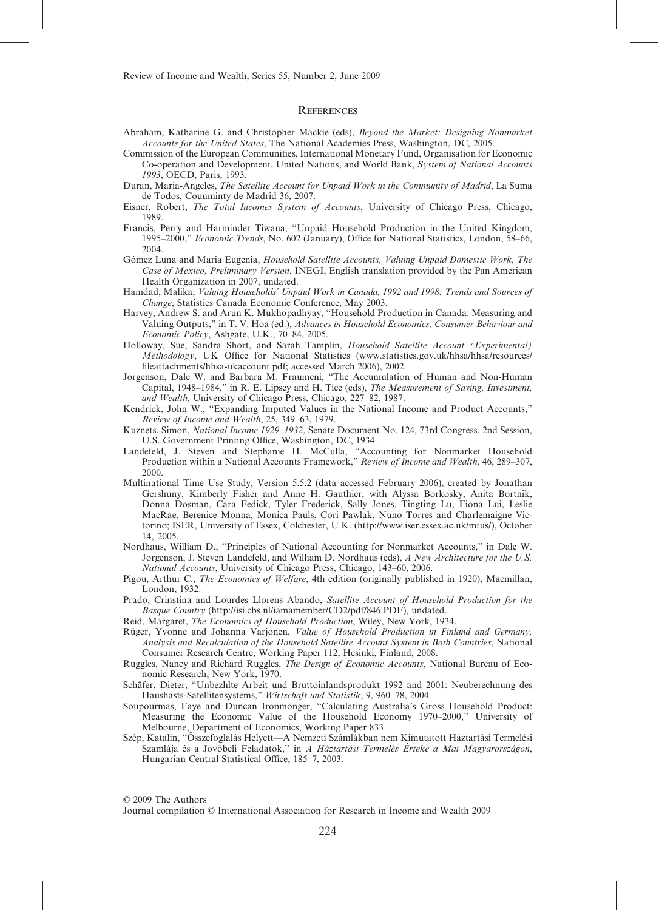## References

Abraham, Katharine G. and Christopher Mackie (eds), *Beyond the Market: Designing Nonmarket Accounts for the United States*, The National Academies Press, Washington, DC, 2005.

Commission of the European Communities, International Monetary Fund, Organisation for Economic Co-operation and Development, United Nations, and World Bank, *System of National Accounts 1993*, OECD, Paris, 1993.

Duran, Maria-Angeles, *The Satellite Account for Unpaid Work in the Community of Madrid*, La Suma de Todos, Couuminty de Madrid 36, 2007.

Eisner, Robert, *The Total Incomes System of Accounts*, University of Chicago Press, Chicago, 1989.

Francis, Perry and Harminder Tiwana, "Unpaid Household Production in the United Kingdom, 1995–2000," *Economic Trends*, No. 602 (January), Office for National Statistics, London, 58–66, 2004.

Gómez Luna and Maria Eugenia, *Household Satellite Accounts, Valuing Unpaid Domestic Work, The Case of Mexico, Preliminary Version*, INEGI, English translation provided by the Pan American Health Organization in 2007, undated.

Hamdad, Malika, *Valuing Households' Unpaid Work in Canada, 1992 and 1998: Trends and Sources of Change*, Statistics Canada Economic Conference, May 2003.

Harvey, Andrew S. and Arun K. Mukhopadhyay, "Household Production in Canada: Measuring and Valuing Outputs," in T. V. Hoa (ed.), *Advances in Household Economics, Consumer Behaviour and Economic Policy*, Ashgate, U.K., 70–84, 2005.

Holloway, Sue, Sandra Short, and Sarah Tamplin, *Household Satellite Account (Experimental) Methodology*, UK Office for National Statistics (www.statistics.gov.uk/hhsa/hhsa/resources/fileattachments/hhsa-ukaccount.pdf; accessed March 2006), 2002.

Jorgenson, Dale W. and Barbara M. Fraumeni, "The Accumulation of Human and Non-Human Capital, 1948–1984," in R. E. Lipsey and H. Tice (eds), *The Measurement of Saving, Investment, and Wealth*, University of Chicago Press, Chicago, 227–82, 1987.

Kendrick, John W., "Expanding Imputed Values in the National Income and Product Accounts," *Review of Income and Wealth*, 25, 349–63, 1979.

Kuznets, Simon, *National Income 1929–1932*, Senate Document No. 124, 73rd Congress, 2nd Session, U.S. Government Printing Office, Washington, DC, 1934.

Landefeld, J. Steven and Stephanie H. McCulla, "Accounting for Nonmarket Household Production within a National Accounts Framework," *Review of Income and Wealth*, 46, 289–307, 2000.

Multinational Time Use Study, Version 5.5.2 (data accessed February 2006), created by Jonathan Gershuny, Kimberly Fisher and Anne H. Gauthier, with Alyssa Borkosky, Anita Bortnik, Donna Dosman, Cara Fedick, Tyler Frederick, Sally Jones, Tingting Lu, Fiona Lui, Leslie MacRae, Berenice Monna, Monica Pauls, Cori Pawlak, Nuno Torres and Charlemaigne Victorino; ISER, University of Essex, Colchester, U.K. (http://www.iser.essex.ac.uk/mtus/), October 14, 2005.

Nordhaus, William D., "Principles of National Accounting for Nonmarket Accounts," in Dale W. Jorgenson, J. Steven Landefeld, and William D. Nordhaus (eds), *A New Architecture for the U.S. National Accounts*, University of Chicago Press, Chicago, 143–60, 2006.

Pigou, Arthur C., *The Economics of Welfare*, 4th edition (originally published in 1920), Macmillan, London, 1932.

Prado, Crinstina and Lourdes Llorens Abando, *Satellite Account of Household Production for the Basque Country* (http://isi.cbs.nl/iamamember/CD2/pdf/846.PDF), undated.

Reid, Margaret, *The Economics of Household Production*, Wiley, New York, 1934.

Rüger, Yvonne and Johanna Varjonen, *Value of Household Production in Finland and Germany, Analysis and Recalculation of the Household Satellite Account System in Both Countries*, National Consumer Research Centre, Working Paper 112, Hesinki, Finland, 2008.

Ruggles, Nancy and Richard Ruggles, *The Design of Economic Accounts*, National Bureau of Economic Research, New York, 1970.

Schäfer, Dieter, "Unbezhlte Arbeit und Bruttoinlandsprodukt 1992 und 2001: Neuberechnung des Haushasts-Satellitensystems," *Wirtschaft und Statistik*, 9, 960–78, 2004.

Soupourmas, Faye and Duncan Ironmonger, "Calculating Australia's Gross Household Product: Measuring the Economic Value of the Household Economy 1970–2000," University of Melbourne, Department of Economics, Working Paper 833.

Szép, Katalin, "Összefoglalás Helyett—A Nemzeti Számlákban nem Kimutatott Häztartási Termelési Szamlája és a Jövöbeli Feladatok," in *A Háztartási Termelés Érteke a Mai Magyarországon*, Hungarian Central Statistical Office, 185–7, 2003.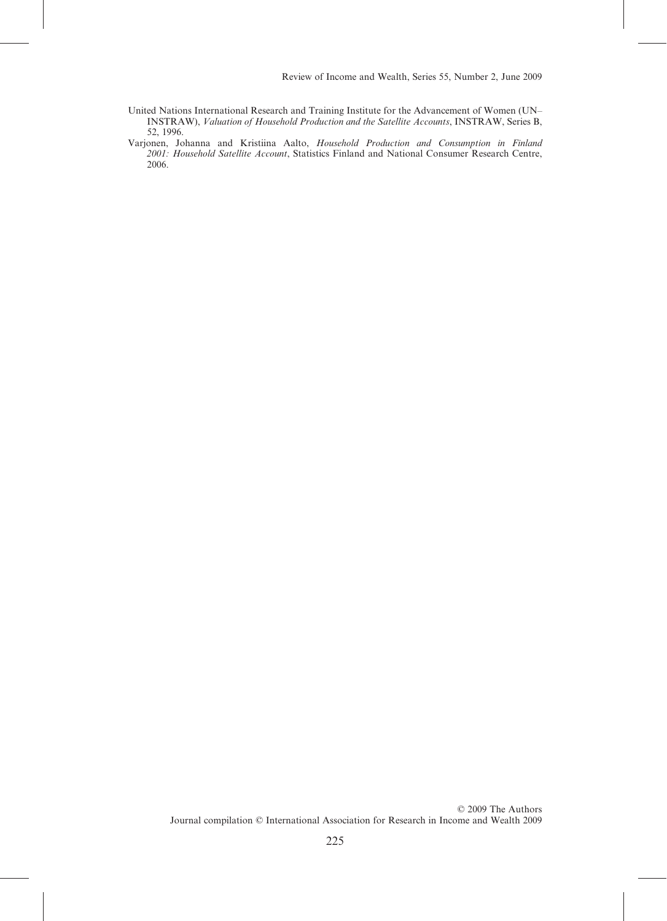United Nations International Research and Training Institute for the Advancement of Women (UN–INSTRAW), *Valuation of Household Production and the Satellite Accounts*, INSTRAW, Series B, 52, 1996.

Varjonen, Johanna and Kristiina Aalto, *Household Production and Consumption in Finland 2001: Household Satellite Account*, Statistics Finland and National Consumer Research Centre, 2006.